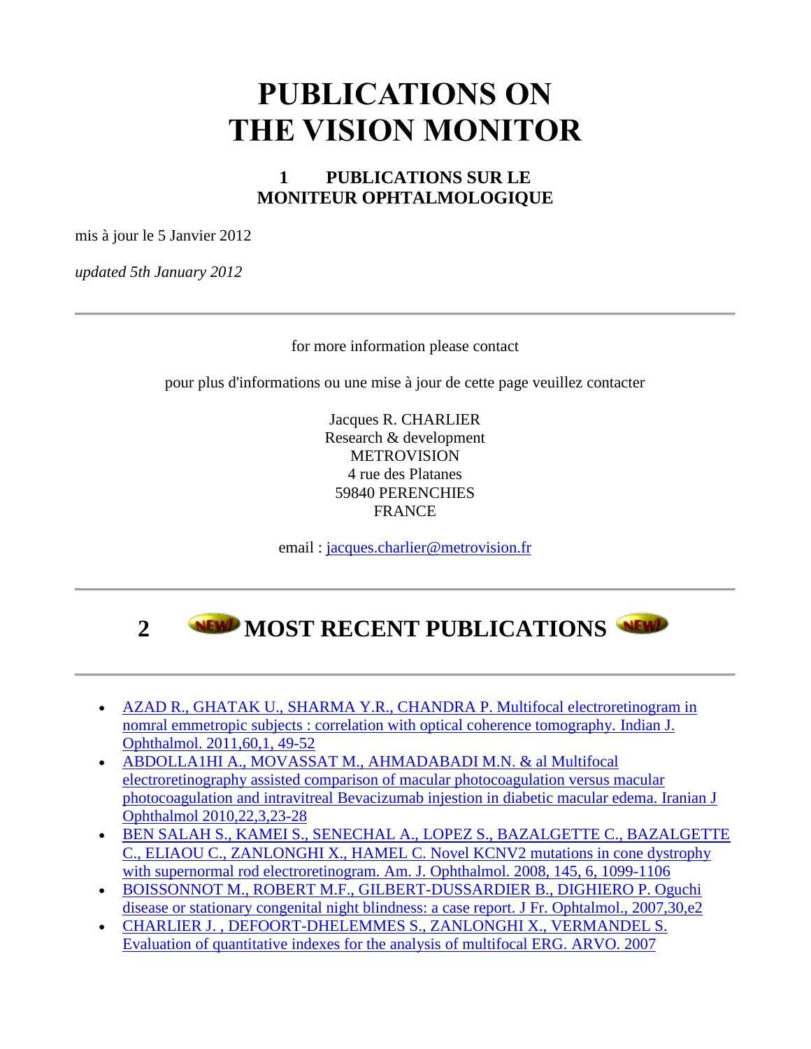# PUBLICATIONS ON THE VISION MONITOR

## 1 PUBLICATIONS SUR LE MONITEUR OPHTALMOLOGIQUE

mis à jour le 5 Janvier 2012

*updated 5th January 2012*

---

for more information please contact

pour plus d'informations ou une mise à jour de cette page veuillez contacter

Jacques R. CHARLIER
Research & development
METROVISION
4 rue des Platanes
59840 PERENCHIES
FRANCE

email : jacques.charlier@metrovision.fr

---

## 2 MOST RECENT PUBLICATIONS

---

- AZAD R., GHATAK U., SHARMA Y.R., CHANDRA P. Multifocal electroretinogram in nomral emmetropic subjects : correlation with optical coherence tomography. Indian J. Ophthalmol. 2011,60,1, 49-52
- ABDOLLA1HI A., MOVASSAT M., AHMADABADI M.N. & al Multifocal electroretinography assisted comparison of macular photocoagulation versus macular photocoagulation and intravitreal Bevacizumab injestion in diabetic macular edema. Iranian J Ophthalmol 2010,22,3,23-28
- BEN SALAH S., KAMEI S., SENECHAL A., LOPEZ S., BAZALGETTE C., BAZALGETTE C., ELIAOU C., ZANLONGHI X., HAMEL C. Novel KCNV2 mutations in cone dystrophy with supernormal rod electroretinogram. Am. J. Ophthalmol. 2008, 145, 6, 1099-1106
- BOISSONNOT M., ROBERT M.F., GILBERT-DUSSARDIER B., DIGHIERO P. Oguchi disease or stationary congenital night blindness: a case report. J Fr. Ophtalmol., 2007,30,e2
- CHARLIER J. , DEFOORT-DHELEMMES S., ZANLONGHI X., VERMANDEL S. Evaluation of quantitative indexes for the analysis of multifocal ERG. ARVO. 2007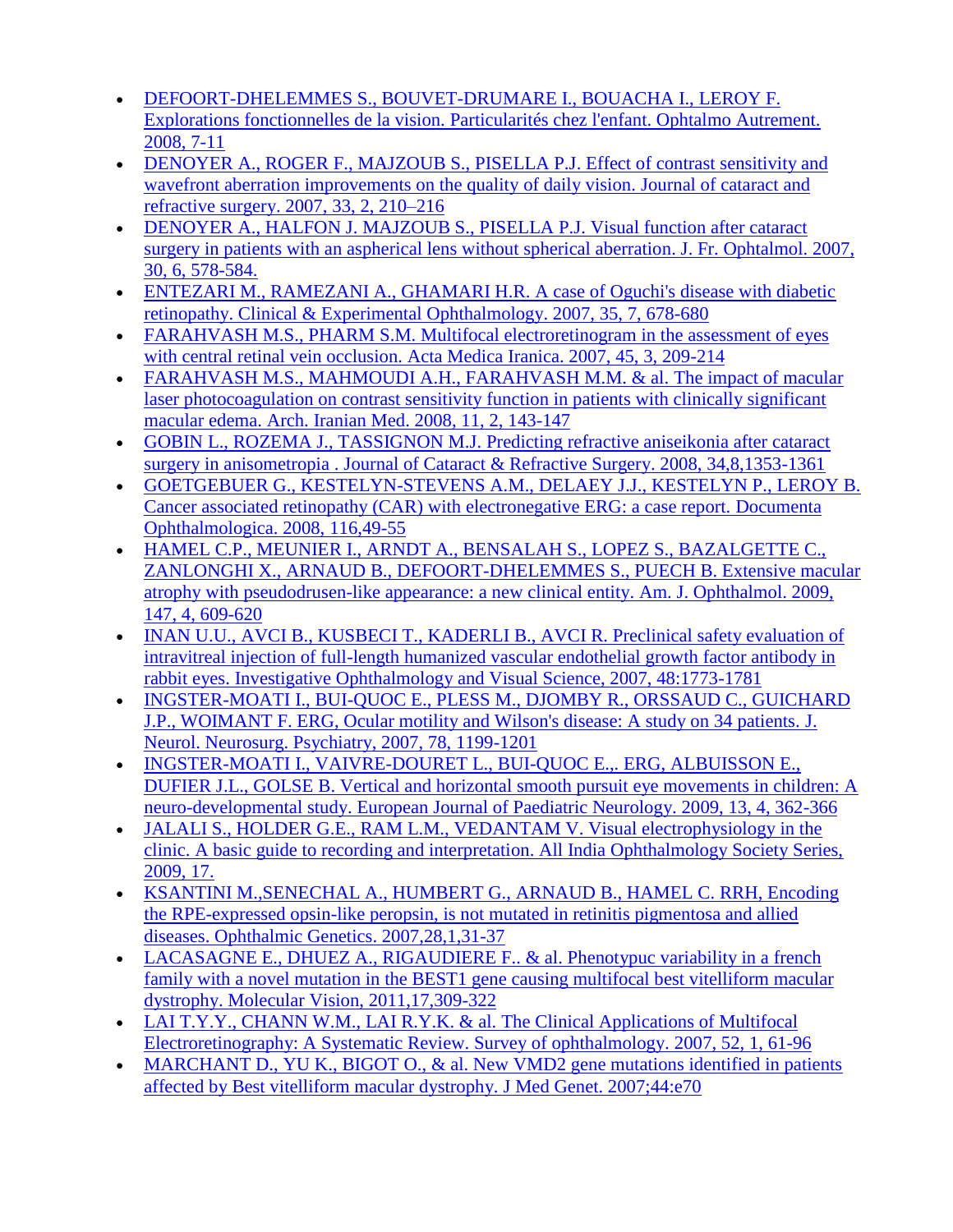- DEFOORT-DHELEMMES S., BOUVET-DRUMARE I., BOUACHA I., LEROY F. Explorations fonctionnelles de la vision. Particularités chez l'enfant. Ophtalmo Autrement. 2008, 7-11
- DENOYER A., ROGER F., MAJZOUB S., PISELLA P.J. Effect of contrast sensitivity and wavefront aberration improvements on the quality of daily vision. Journal of cataract and refractive surgery. 2007, 33, 2, 210–216
- DENOYER A., HALFON J. MAJZOUB S., PISELLA P.J. Visual function after cataract surgery in patients with an aspherical lens without spherical aberration. J. Fr. Ophtalmol. 2007, 30, 6, 578-584.
- ENTEZARI M., RAMEZANI A., GHAMARI H.R. A case of Oguchi's disease with diabetic retinopathy. Clinical & Experimental Ophthalmology. 2007, 35, 7, 678-680
- FARAHVASH M.S., PHARM S.M. Multifocal electroretinogram in the assessment of eyes with central retinal vein occlusion. Acta Medica Iranica. 2007, 45, 3, 209-214
- FARAHVASH M.S., MAHMOUDI A.H., FARAHVASH M.M. & al. The impact of macular laser photocoagulation on contrast sensitivity function in patients with clinically significant macular edema. Arch. Iranian Med. 2008, 11, 2, 143-147
- GOBIN L., ROZEMA J., TASSIGNON M.J. Predicting refractive aniseikonia after cataract surgery in anisometropia . Journal of Cataract & Refractive Surgery. 2008, 34,8,1353-1361
- GOETGEBUER G., KESTELYN-STEVENS A.M., DELAEY J.J., KESTELYN P., LEROY B. Cancer associated retinopathy (CAR) with electronegative ERG: a case report. Documenta Ophthalmologica. 2008, 116,49-55
- HAMEL C.P., MEUNIER I., ARNDT A., BENSALAH S., LOPEZ S., BAZALGETTE C., ZANLONGHI X., ARNAUD B., DEFOORT-DHELEMMES S., PUECH B. Extensive macular atrophy with pseudodrusen-like appearance: a new clinical entity. Am. J. Ophthalmol. 2009, 147, 4, 609-620
- INAN U.U., AVCI B., KUSBECI T., KADERLI B., AVCI R. Preclinical safety evaluation of intravitreal injection of full-length humanized vascular endothelial growth factor antibody in rabbit eyes. Investigative Ophthalmology and Visual Science, 2007, 48:1773-1781
- INGSTER-MOATI I., BUI-QUOC E., PLESS M., DJOMBY R., ORSSAUD C., GUICHARD J.P., WOIMANT F. ERG, Ocular motility and Wilson's disease: A study on 34 patients. J. Neurol. Neurosurg. Psychiatry, 2007, 78, 1199-1201
- INGSTER-MOATI I., VAIVRE-DOURET L., BUI-QUOC E.,. ERG, ALBUISSON E., DUFIER J.L., GOLSE B. Vertical and horizontal smooth pursuit eye movements in children: A neuro-developmental study. European Journal of Paediatric Neurology. 2009, 13, 4, 362-366
- JALALI S., HOLDER G.E., RAM L.M., VEDANTAM V. Visual electrophysiology in the clinic. A basic guide to recording and interpretation. All India Ophthalmology Society Series, 2009, 17.
- KSANTINI M.,SENECHAL A., HUMBERT G., ARNAUD B., HAMEL C. RRH, Encoding the RPE-expressed opsin-like peropsin, is not mutated in retinitis pigmentosa and allied diseases. Ophthalmic Genetics. 2007,28,1,31-37
- LACASAGNE E., DHUEZ A., RIGAUDIERE F.. & al. Phenotypuc variability in a french family with a novel mutation in the BEST1 gene causing multifocal best vitelliform macular dystrophy. Molecular Vision, 2011,17,309-322
- LAI T.Y.Y., CHANN W.M., LAI R.Y.K. & al. The Clinical Applications of Multifocal Electroretinography: A Systematic Review. Survey of ophthalmology. 2007, 52, 1, 61-96
- MARCHANT D., YU K., BIGOT O., & al. New VMD2 gene mutations identified in patients affected by Best vitelliform macular dystrophy. J Med Genet. 2007;44:e70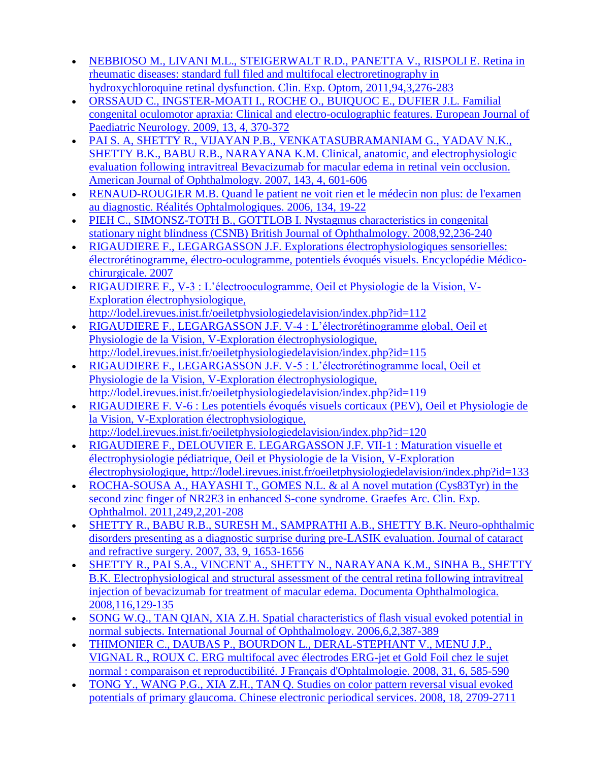- NEBBIOSO M., LIVANI M.L., STEIGERWALT R.D., PANETTA V., RISPOLI E. Retina in rheumatic diseases: standard full filed and multifocal electroretinography in hydroxychloroquine retinal dysfunction. Clin. Exp. Optom, 2011,94,3,276-283
- ORSSAUD C., INGSTER-MOATI I., ROCHE O., BUIQUOC E., DUFIER J.L. Familial congenital oculomotor apraxia: Clinical and electro-oculographic features. European Journal of Paediatric Neurology. 2009, 13, 4, 370-372
- PAI S. A, SHETTY R., VIJAYAN P.B., VENKATASUBRAMANIAM G., YADAV N.K., SHETTY B.K., BABU R.B., NARAYANA K.M. Clinical, anatomic, and electrophysiologic evaluation following intravitreal Bevacizumab for macular edema in retinal vein occlusion. American Journal of Ophthalmology. 2007, 143, 4, 601-606
- RENAUD-ROUGIER M.B. Quand le patient ne voit rien et le médecin non plus: de l'examen au diagnostic. Réalités Ophtalmologiques. 2006, 134, 19-22
- PIEH C., SIMONSZ-TOTH B., GOTTLOB I. Nystagmus characteristics in congenital stationary night blindness (CSNB) British Journal of Ophthalmology. 2008,92,236-240
- RIGAUDIERE F., LEGARGASSON J.F. Explorations électrophysiologiques sensorielles: électrorétinogramme, électro-oculogramme, potentiels évoqués visuels. Encyclopédie Médico-chirurgicale. 2007
- RIGAUDIERE F., V-3 : L'électrooculogramme, Oeil et Physiologie de la Vision, V-Exploration électrophysiologique, http://lodel.irevues.inist.fr/oeiletphysiologiedelavision/index.php?id=112
- RIGAUDIERE F., LEGARGASSON J.F. V-4 : L'électrorétinogramme global, Oeil et Physiologie de la Vision, V-Exploration électrophysiologique, http://lodel.irevues.inist.fr/oeiletphysiologiedelavision/index.php?id=115
- RIGAUDIERE F., LEGARGASSON J.F. V-5 : L'électrorétinogramme local, Oeil et Physiologie de la Vision, V-Exploration électrophysiologique, http://lodel.irevues.inist.fr/oeiletphysiologiedelavision/index.php?id=119
- RIGAUDIERE F. V-6 : Les potentiels évoqués visuels corticaux (PEV), Oeil et Physiologie de la Vision, V-Exploration électrophysiologique, http://lodel.irevues.inist.fr/oeiletphysiologiedelavision/index.php?id=120
- RIGAUDIERE F., DELOUVIER E. LEGARGASSON J.F. VII-1 : Maturation visuelle et électrophysiologie pédiatrique, Oeil et Physiologie de la Vision, V-Exploration électrophysiologique, http://lodel.irevues.inist.fr/oeiletphysiologiedelavision/index.php?id=133
- ROCHA-SOUSA A., HAYASHI T., GOMES N.L. & al A novel mutation (Cys83Tyr) in the second zinc finger of NR2E3 in enhanced S-cone syndrome. Graefes Arc. Clin. Exp. Ophthalmol. 2011,249,2,201-208
- SHETTY R., BABU R.B., SURESH M., SAMPRATHI A.B., SHETTY B.K. Neuro-ophthalmic disorders presenting as a diagnostic surprise during pre-LASIK evaluation. Journal of cataract and refractive surgery. 2007, 33, 9, 1653-1656
- SHETTY R., PAI S.A., VINCENT A., SHETTY N., NARAYANA K.M., SINHA B., SHETTY B.K. Electrophysiological and structural assessment of the central retina following intravitreal injection of bevacizumab for treatment of macular edema. Documenta Ophthalmologica. 2008,116,129-135
- SONG W.Q., TAN QIAN, XIA Z.H. Spatial characteristics of flash visual evoked potential in normal subjects. International Journal of Ophthalmology. 2006,6,2,387-389
- THIMONIER C., DAUBAS P., BOURDON L., DERAL-STEPHANT V., MENU J.P., VIGNAL R., ROUX C. ERG multifocal avec électrodes ERG-jet et Gold Foil chez le sujet normal : comparaison et reproductibilité. J Français d'Ophtalmologie. 2008, 31, 6, 585-590
- TONG Y., WANG P.G., XIA Z.H., TAN Q. Studies on color pattern reversal visual evoked potentials of primary glaucoma. Chinese electronic periodical services. 2008, 18, 2709-2711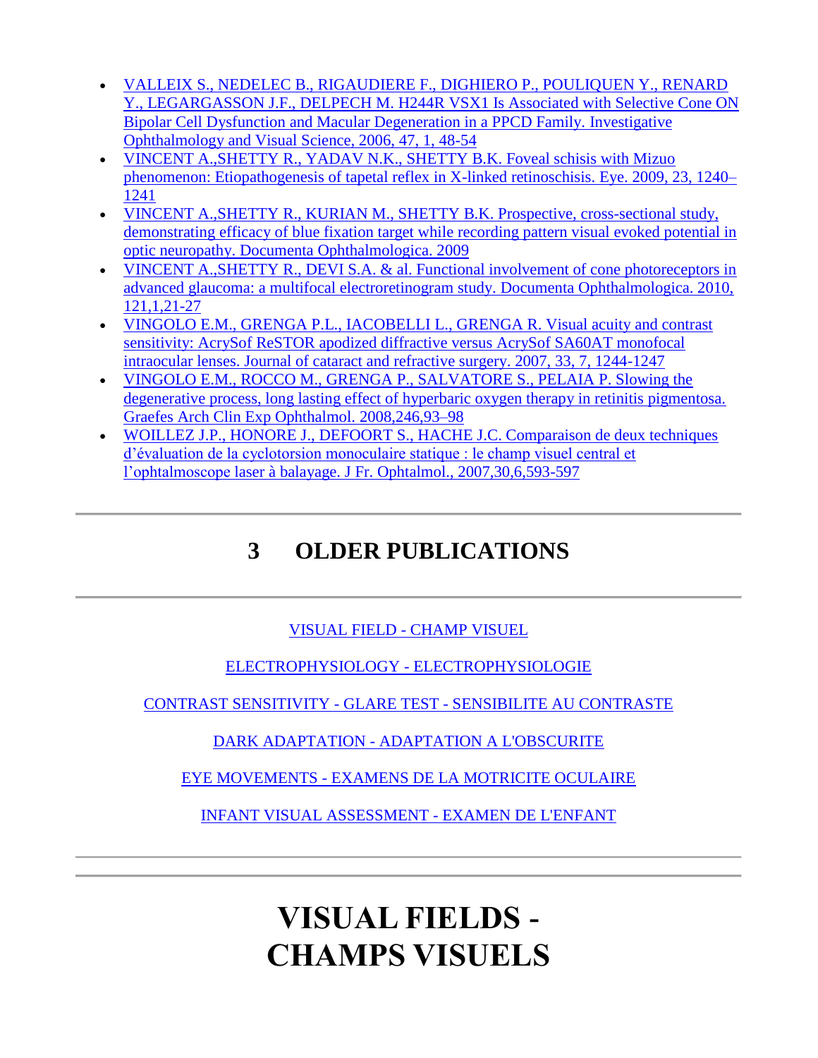- VALLEIX S., NEDELEC B., RIGAUDIERE F., DIGHIERO P., POULIQUEN Y., RENARD Y., LEGARGASSON J.F., DELPECH M. H244R VSX1 Is Associated with Selective Cone ON Bipolar Cell Dysfunction and Macular Degeneration in a PPCD Family. Investigative Ophthalmology and Visual Science, 2006, 47, 1, 48-54
- VINCENT A.,SHETTY R., YADAV N.K., SHETTY B.K. Foveal schisis with Mizuo phenomenon: Etiopathogenesis of tapetal reflex in X-linked retinoschisis. Eye. 2009, 23, 1240–1241
- VINCENT A.,SHETTY R., KURIAN M., SHETTY B.K. Prospective, cross-sectional study, demonstrating efficacy of blue fixation target while recording pattern visual evoked potential in optic neuropathy. Documenta Ophthalmologica. 2009
- VINCENT A.,SHETTY R., DEVI S.A. & al. Functional involvement of cone photoreceptors in advanced glaucoma: a multifocal electroretinogram study. Documenta Ophthalmologica. 2010, 121,1,21-27
- VINGOLO E.M., GRENGA P.L., IACOBELLI L., GRENGA R. Visual acuity and contrast sensitivity: AcrySof ReSTOR apodized diffractive versus AcrySof SA60AT monofocal intraocular lenses. Journal of cataract and refractive surgery. 2007, 33, 7, 1244-1247
- VINGOLO E.M., ROCCO M., GRENGA P., SALVATORE S., PELAIA P. Slowing the degenerative process, long lasting effect of hyperbaric oxygen therapy in retinitis pigmentosa. Graefes Arch Clin Exp Ophthalmol. 2008,246,93–98
- WOILLEZ J.P., HONORE J., DEFOORT S., HACHE J.C. Comparaison de deux techniques d'évaluation de la cyclotorsion monoculaire statique : le champ visuel central et l'ophtalmoscope laser à balayage. J Fr. Ophtalmol., 2007,30,6,593-597

---

## 3 OLDER PUBLICATIONS

---

VISUAL FIELD - CHAMP VISUEL

ELECTROPHYSIOLOGY - ELECTROPHYSIOLOGIE

CONTRAST SENSITIVITY - GLARE TEST - SENSIBILITE AU CONTRASTE

DARK ADAPTATION - ADAPTATION A L'OBSCURITE

EYE MOVEMENTS - EXAMENS DE LA MOTRICITE OCULAIRE

INFANT VISUAL ASSESSMENT - EXAMEN DE L'ENFANT

---

---

# VISUAL FIELDS - CHAMPS VISUELS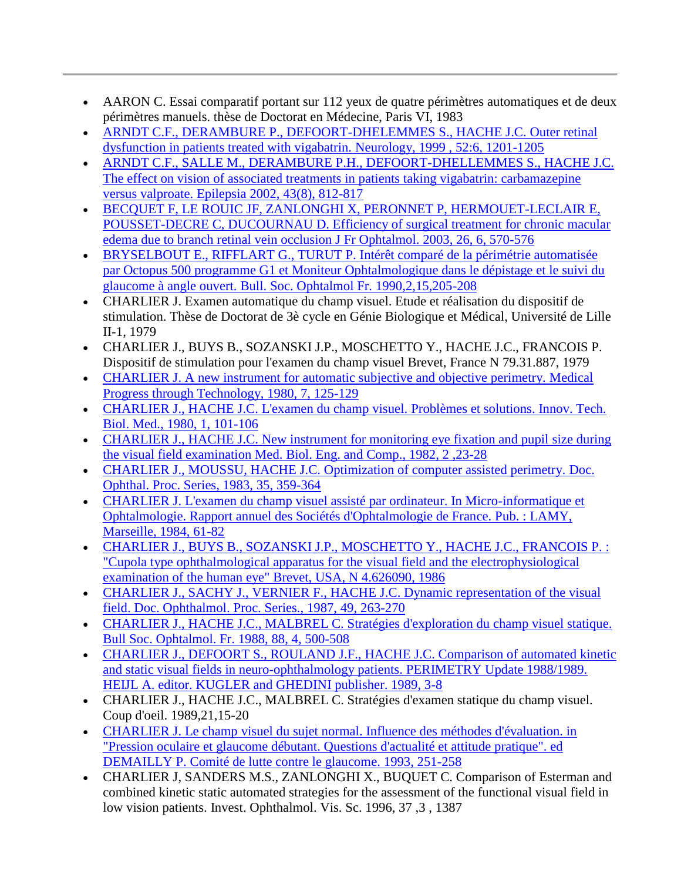- AARON C. Essai comparatif portant sur 112 yeux de quatre périmètres automatiques et de deux périmètres manuels. thèse de Doctorat en Médecine, Paris VI, 1983
- ARNDT C.F., DERAMBURE P., DEFOORT-DHELEMMES S., HACHE J.C. Outer retinal dysfunction in patients treated with vigabatrin. Neurology, 1999 , 52:6, 1201-1205
- ARNDT C.F., SALLE M., DERAMBURE P.H., DEFOORT-DHELLEMMES S., HACHE J.C. The effect on vision of associated treatments in patients taking vigabatrin: carbamazepine versus valproate. Epilepsia 2002, 43(8), 812-817
- BECQUET F, LE ROUIC JF, ZANLONGHI X, PERONNET P, HERMOUET-LECLAIR E, POUSSET-DECRE C, DUCOURNAU D. Efficiency of surgical treatment for chronic macular edema due to branch retinal vein occlusion J Fr Ophtalmol. 2003, 26, 6, 570-576
- BRYSELBOUT E., RIFFLART G., TURUT P. Intérêt comparé de la périmétrie automatisée par Octopus 500 programme G1 et Moniteur Ophtalmologique dans le dépistage et le suivi du glaucome à angle ouvert. Bull. Soc. Ophtalmol Fr. 1990,2,15,205-208
- CHARLIER J. Examen automatique du champ visuel. Etude et réalisation du dispositif de stimulation. Thèse de Doctorat de 3è cycle en Génie Biologique et Médical, Université de Lille II-1, 1979
- CHARLIER J., BUYS B., SOZANSKI J.P., MOSCHETTO Y., HACHE J.C., FRANCOIS P. Dispositif de stimulation pour l'examen du champ visuel Brevet, France N 79.31.887, 1979
- CHARLIER J. A new instrument for automatic subjective and objective perimetry. Medical Progress through Technology, 1980, 7, 125-129
- CHARLIER J., HACHE J.C. L'examen du champ visuel. Problèmes et solutions. Innov. Tech. Biol. Med., 1980, 1, 101-106
- CHARLIER J., HACHE J.C. New instrument for monitoring eye fixation and pupil size during the visual field examination Med. Biol. Eng. and Comp., 1982, 2 ,23-28
- CHARLIER J., MOUSSU, HACHE J.C. Optimization of computer assisted perimetry. Doc. Ophthal. Proc. Series, 1983, 35, 359-364
- CHARLIER J. L'examen du champ visuel assisté par ordinateur. In Micro-informatique et Ophtalmologie. Rapport annuel des Sociétés d'Ophtalmologie de France. Pub. : LAMY, Marseille, 1984, 61-82
- CHARLIER J., BUYS B., SOZANSKI J.P., MOSCHETTO Y., HACHE J.C., FRANCOIS P. : "Cupola type ophthalmological apparatus for the visual field and the electrophysiological examination of the human eye" Brevet, USA, N 4.626090, 1986
- CHARLIER J., SACHY J., VERNIER F., HACHE J.C. Dynamic representation of the visual field. Doc. Ophthalmol. Proc. Series., 1987, 49, 263-270
- CHARLIER J., HACHE J.C., MALBREL C. Stratégies d'exploration du champ visuel statique. Bull Soc. Ophtalmol. Fr. 1988, 88, 4, 500-508
- CHARLIER J., DEFOORT S., ROULAND J.F., HACHE J.C. Comparison of automated kinetic and static visual fields in neuro-ophthalmology patients. PERIMETRY Update 1988/1989. HEIJL A. editor. KUGLER and GHEDINI publisher. 1989, 3-8
- CHARLIER J., HACHE J.C., MALBREL C. Stratégies d'examen statique du champ visuel. Coup d'oeil. 1989,21,15-20
- CHARLIER J. Le champ visuel du sujet normal. Influence des méthodes d'évaluation. in "Pression oculaire et glaucome débutant. Questions d'actualité et attitude pratique". ed DEMAILLY P. Comité de lutte contre le glaucome. 1993, 251-258
- CHARLIER J, SANDERS M.S., ZANLONGHI X., BUQUET C. Comparison of Esterman and combined kinetic static automated strategies for the assessment of the functional visual field in low vision patients. Invest. Ophthalmol. Vis. Sc. 1996, 37 ,3 , 1387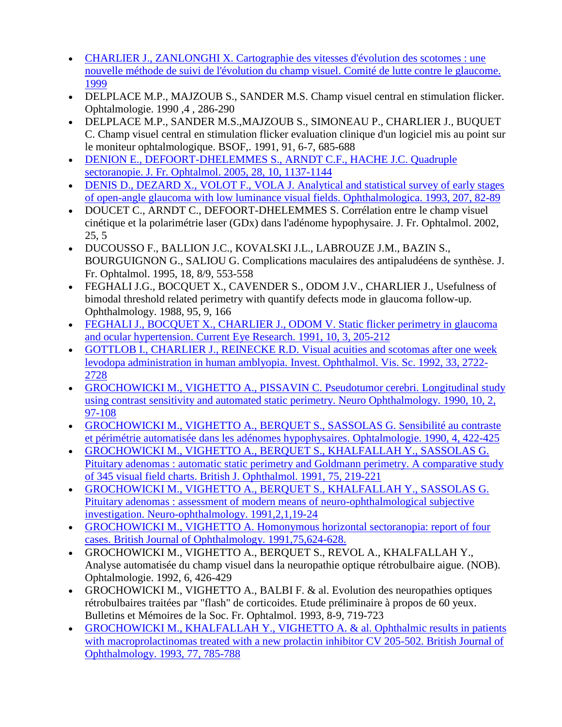- CHARLIER J., ZANLONGHI X. Cartographie des vitesses d'évolution des scotomes : une nouvelle méthode de suivi de l'évolution du champ visuel. Comité de lutte contre le glaucome. 1999
- DELPLACE M.P., MAJZOUB S., SANDER M.S. Champ visuel central en stimulation flicker. Ophtalmologie. 1990 ,4 , 286-290
- DELPLACE M.P., SANDER M.S.,MAJZOUB S., SIMONEAU P., CHARLIER J., BUQUET C. Champ visuel central en stimulation flicker evaluation clinique d'un logiciel mis au point sur le moniteur ophtalmologique. BSOF,. 1991, 91, 6-7, 685-688
- DENION E., DEFOORT-DHELEMMES S., ARNDT C.F., HACHE J.C. Quadruple sectoranopie. J. Fr. Ophtalmol. 2005, 28, 10, 1137-1144
- DENIS D., DEZARD X., VOLOT F., VOLA J. Analytical and statistical survey of early stages of open-angle glaucoma with low luminance visual fields. Ophthalmologica. 1993, 207, 82-89
- DOUCET C., ARNDT C., DEFOORT-DHELEMMES S. Corrélation entre le champ visuel cinétique et la polarimétrie laser (GDx) dans l'adénome hypophysaire. J. Fr. Ophtalmol. 2002, 25, 5
- DUCOUSSO F., BALLION J.C., KOVALSKI J.L., LABROUZE J.M., BAZIN S., BOURGUIGNON G., SALIOU G. Complications maculaires des antipaludéens de synthèse. J. Fr. Ophtalmol. 1995, 18, 8/9, 553-558
- FEGHALI J.G., BOCQUET X., CAVENDER S., ODOM J.V., CHARLIER J., Usefulness of bimodal threshold related perimetry with quantify defects mode in glaucoma follow-up. Ophthalmology. 1988, 95, 9, 166
- FEGHALI J., BOCQUET X., CHARLIER J., ODOM V. Static flicker perimetry in glaucoma and ocular hypertension. Current Eye Research. 1991, 10, 3, 205-212
- GOTTLOB I., CHARLIER J., REINECKE R.D. Visual acuities and scotomas after one week levodopa administration in human amblyopia. Invest. Ophthalmol. Vis. Sc. 1992, 33, 2722-2728
- GROCHOWICKI M., VIGHETTO A., PISSAVIN C. Pseudotumor cerebri. Longitudinal study using contrast sensitivity and automated static perimetry. Neuro Ophthalmology. 1990, 10, 2, 97-108
- GROCHOWICKI M., VIGHETTO A., BERQUET S., SASSOLAS G. Sensibilité au contraste et périmétrie automatisée dans les adénomes hypophysaires. Ophtalmologie. 1990, 4, 422-425
- GROCHOWICKI M., VIGHETTO A., BERQUET S., KHALFALLAH Y., SASSOLAS G. Pituitary adenomas : automatic static perimetry and Goldmann perimetry. A comparative study of 345 visual field charts. British J. Ophthalmol. 1991, 75, 219-221
- GROCHOWICKI M., VIGHETTO A., BERQUET S., KHALFALLAH Y., SASSOLAS G. Pituitary adenomas : assessment of modern means of neuro-ophthalmological subjective investigation. Neuro-ophthalmology. 1991,2,1,19-24
- GROCHOWICKI M., VIGHETTO A. Homonymous horizontal sectoranopia: report of four cases. British Journal of Ophthalmology. 1991,75,624-628.
- GROCHOWICKI M., VIGHETTO A., BERQUET S., REVOL A., KHALFALLAH Y., Analyse automatisée du champ visuel dans la neuropathie optique rétrobulbaire aigue. (NOB). Ophtalmologie. 1992, 6, 426-429
- GROCHOWICKI M., VIGHETTO A., BALBI F. & al. Evolution des neuropathies optiques rétrobulbaires traitées par "flash" de corticoides. Etude préliminaire à propos de 60 yeux. Bulletins et Mémoires de la Soc. Fr. Ophtalmol. 1993, 8-9, 719-723
- GROCHOWICKI M., KHALFALLAH Y., VIGHETTO A. & al. Ophthalmic results in patients with macroprolactinomas treated with a new prolactin inhibitor CV 205-502. British Journal of Ophthalmology. 1993, 77, 785-788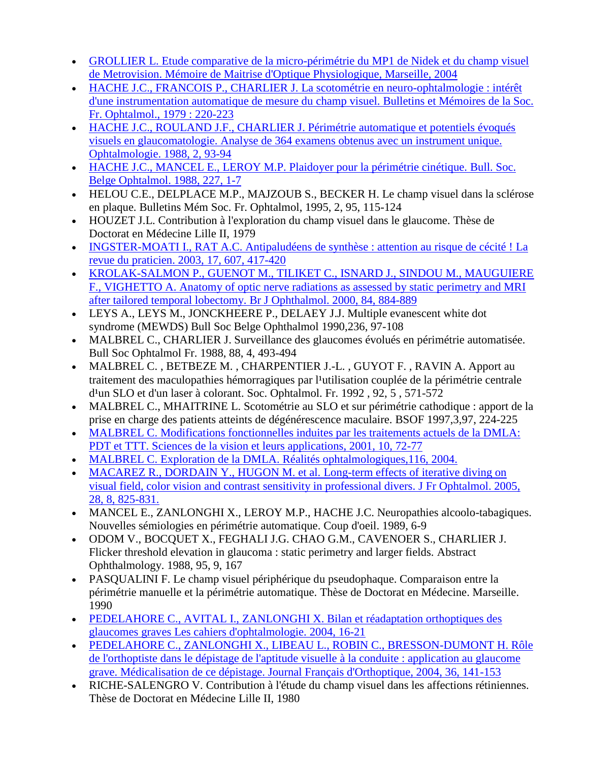- GROLLIER L. Etude comparative de la micro-périmétrie du MP1 de Nidek et du champ visuel de Metrovision. Mémoire de Maitrise d'Optique Physiologique, Marseille, 2004
- HACHE J.C., FRANCOIS P., CHARLIER J. La scotométrie en neuro-ophtalmologie : intérêt d'une instrumentation automatique de mesure du champ visuel. Bulletins et Mémoires de la Soc. Fr. Ophtalmol., 1979 : 220-223
- HACHE J.C., ROULAND J.F., CHARLIER J. Périmétrie automatique et potentiels évoqués visuels en glaucomatologie. Analyse de 364 examens obtenus avec un instrument unique. Ophtalmologie. 1988, 2, 93-94
- HACHE J.C., MANCEL E., LEROY M.P. Plaidoyer pour la périmétrie cinétique. Bull. Soc. Belge Ophtalmol. 1988, 227, 1-7
- HELOU C.E., DELPLACE M.P., MAJZOUB S., BECKER H. Le champ visuel dans la sclérose en plaque. Bulletins Mém Soc. Fr. Ophtalmol, 1995, 2, 95, 115-124
- HOUZET J.L. Contribution à l'exploration du champ visuel dans le glaucome. Thèse de Doctorat en Médecine Lille II, 1979
- INGSTER-MOATI I., RAT A.C. Antipaludéens de synthèse : attention au risque de cécité ! La revue du praticien. 2003, 17, 607, 417-420
- KROLAK-SALMON P., GUENOT M., TILIKET C., ISNARD J., SINDOU M., MAUGUIERE F., VIGHETTO A. Anatomy of optic nerve radiations as assessed by static perimetry and MRI after tailored temporal lobectomy. Br J Ophthalmol. 2000, 84, 884-889
- LEYS A., LEYS M., JONCKHEERE P., DELAEY J.J. Multiple evanescent white dot syndrome (MEWDS) Bull Soc Belge Ophthalmol 1990,236, 97-108
- MALBREL C., CHARLIER J. Surveillance des glaucomes évolués en périmétrie automatisée. Bull Soc Ophtalmol Fr. 1988, 88, 4, 493-494
- MALBREL C. , BETBEZE M. , CHARPENTIER J.-L. , GUYOT F. , RAVIN A. Apport au traitement des maculopathies hémorragiques par l¹utilisation couplée de la périmétrie centrale d¹un SLO et d'un laser à colorant. Soc. Ophtalmol. Fr. 1992 , 92, 5 , 571-572
- MALBREL C., MHAITRINE L. Scotométrie au SLO et sur périmétrie cathodique : apport de la prise en charge des patients atteints de dégénérescence maculaire. BSOF 1997,3,97, 224-225
- MALBREL C. Modifications fonctionnelles induites par les traitements actuels de la DMLA: PDT et TTT. Sciences de la vision et leurs applications, 2001, 10, 72-77
- MALBREL C. Exploration de la DMLA. Réalités ophtalmologiques,116, 2004.
- MACAREZ R., DORDAIN Y., HUGON M. et al. Long-term effects of iterative diving on visual field, color vision and contrast sensitivity in professional divers. J Fr Ophtalmol. 2005, 28, 8, 825-831.
- MANCEL E., ZANLONGHI X., LEROY M.P., HACHE J.C. Neuropathies alcoolo-tabagiques. Nouvelles sémiologies en périmétrie automatique. Coup d'oeil. 1989, 6-9
- ODOM V., BOCQUET X., FEGHALI J.G. CHAO G.M., CAVENOER S., CHARLIER J. Flicker threshold elevation in glaucoma : static perimetry and larger fields. Abstract Ophthalmology. 1988, 95, 9, 167
- PASQUALINI F. Le champ visuel périphérique du pseudophaque. Comparaison entre la périmétrie manuelle et la périmétrie automatique. Thèse de Doctorat en Médecine. Marseille. 1990
- PEDELAHORE C., AVITAL I., ZANLONGHI X. Bilan et réadaptation orthoptiques des glaucomes graves Les cahiers d'ophtalmologie. 2004, 16-21
- PEDELAHORE C., ZANLONGHI X., LIBEAU L., ROBIN C., BRESSON-DUMONT H. Rôle de l'orthoptiste dans le dépistage de l'aptitude visuelle à la conduite : application au glaucome grave. Médicalisation de ce dépistage. Journal Français d'Orthoptique, 2004, 36, 141-153
- RICHE-SALENGRO V. Contribution à l'étude du champ visuel dans les affections rétiniennes. Thèse de Doctorat en Médecine Lille II, 1980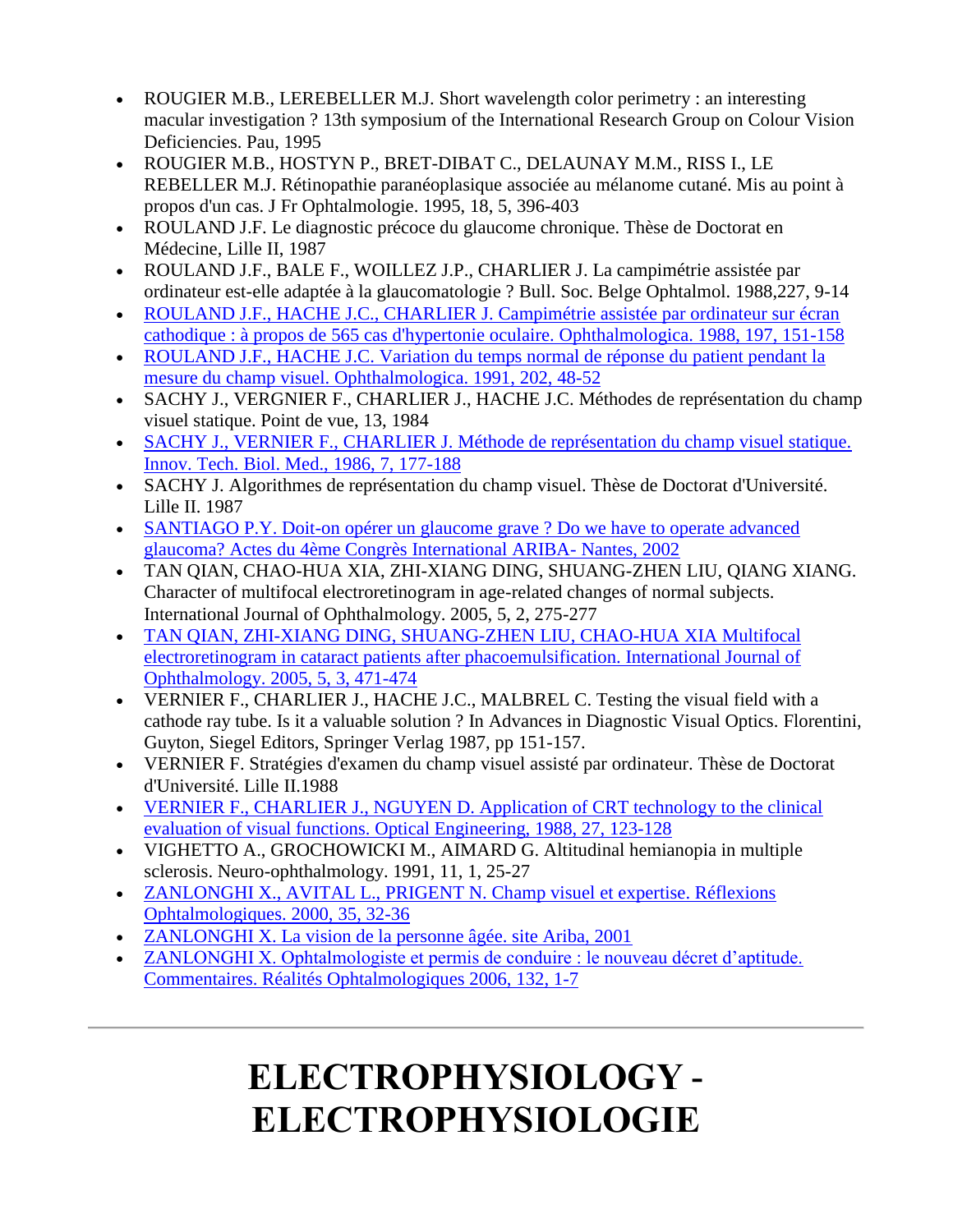- ROUGIER M.B., LEREBELLER M.J. Short wavelength color perimetry : an interesting macular investigation ? 13th symposium of the International Research Group on Colour Vision Deficiencies. Pau, 1995
- ROUGIER M.B., HOSTYN P., BRET-DIBAT C., DELAUNAY M.M., RISS I., LE REBELLER M.J. Rétinopathie paranéoplasique associée au mélanome cutané. Mis au point à propos d'un cas. J Fr Ophtalmologie. 1995, 18, 5, 396-403
- ROULAND J.F. Le diagnostic précoce du glaucome chronique. Thèse de Doctorat en Médecine, Lille II, 1987
- ROULAND J.F., BALE F., WOILLEZ J.P., CHARLIER J. La campimétrie assistée par ordinateur est-elle adaptée à la glaucomatologie ? Bull. Soc. Belge Ophtalmol. 1988,227, 9-14
- ROULAND J.F., HACHE J.C., CHARLIER J. Campimétrie assistée par ordinateur sur écran cathodique : à propos de 565 cas d'hypertonie oculaire. Ophthalmologica. 1988, 197, 151-158
- ROULAND J.F., HACHE J.C. Variation du temps normal de réponse du patient pendant la mesure du champ visuel. Ophthalmologica. 1991, 202, 48-52
- SACHY J., VERGNIER F., CHARLIER J., HACHE J.C. Méthodes de représentation du champ visuel statique. Point de vue, 13, 1984
- SACHY J., VERNIER F., CHARLIER J. Méthode de représentation du champ visuel statique. Innov. Tech. Biol. Med., 1986, 7, 177-188
- SACHY J. Algorithmes de représentation du champ visuel. Thèse de Doctorat d'Université. Lille II. 1987
- SANTIAGO P.Y. Doit-on opérer un glaucome grave ? Do we have to operate advanced glaucoma? Actes du 4ème Congrès International ARIBA- Nantes, 2002
- TAN QIAN, CHAO-HUA XIA, ZHI-XIANG DING, SHUANG-ZHEN LIU, QIANG XIANG. Character of multifocal electroretinogram in age-related changes of normal subjects. International Journal of Ophthalmology. 2005, 5, 2, 275-277
- TAN QIAN, ZHI-XIANG DING, SHUANG-ZHEN LIU, CHAO-HUA XIA Multifocal electroretinogram in cataract patients after phacoemulsification. International Journal of Ophthalmology. 2005, 5, 3, 471-474
- VERNIER F., CHARLIER J., HACHE J.C., MALBREL C. Testing the visual field with a cathode ray tube. Is it a valuable solution ? In Advances in Diagnostic Visual Optics. Florentini, Guyton, Siegel Editors, Springer Verlag 1987, pp 151-157.
- VERNIER F. Stratégies d'examen du champ visuel assisté par ordinateur. Thèse de Doctorat d'Université. Lille II.1988
- VERNIER F., CHARLIER J., NGUYEN D. Application of CRT technology to the clinical evaluation of visual functions. Optical Engineering, 1988, 27, 123-128
- VIGHETTO A., GROCHOWICKI M., AIMARD G. Altitudinal hemianopia in multiple sclerosis. Neuro-ophthalmology. 1991, 11, 1, 25-27
- ZANLONGHI X., AVITAL L., PRIGENT N. Champ visuel et expertise. Réflexions Ophtalmologiques. 2000, 35, 32-36
- ZANLONGHI X. La vision de la personne âgée. site Ariba, 2001
- ZANLONGHI X. Ophtalmologiste et permis de conduire : le nouveau décret d'aptitude. Commentaires. Réalités Ophtalmologiques 2006, 132, 1-7

---

# ELECTROPHYSIOLOGY - ELECTROPHYSIOLOGIE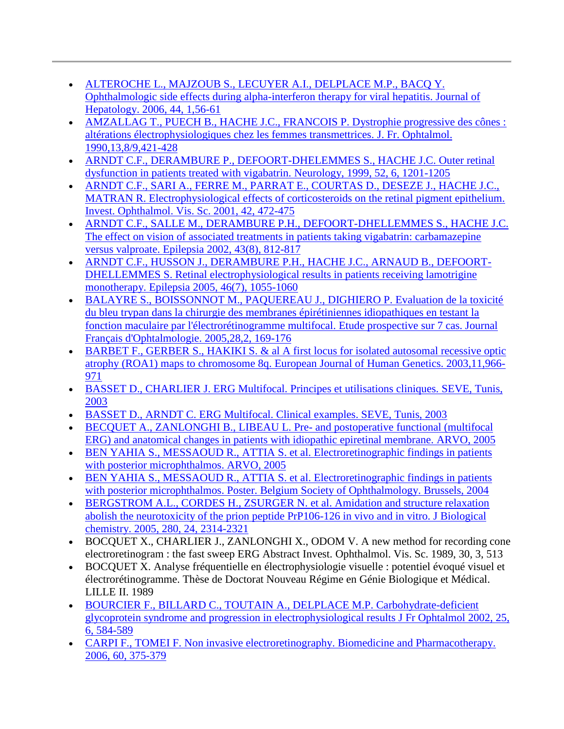---

- ALTEROCHE L., MAJZOUB S., LECUYER A.I., DELPLACE M.P., BACQ Y. Ophthalmologic side effects during alpha-interferon therapy for viral hepatitis. Journal of Hepatology. 2006, 44, 1,56-61
- AMZALLAG T., PUECH B., HACHE J.C., FRANCOIS P. Dystrophie progressive des cônes : altérations électrophysiologiques chez les femmes transmettrices. J. Fr. Ophtalmol. 1990,13,8/9,421-428
- ARNDT C.F., DERAMBURE P., DEFOORT-DHELEMMES S., HACHE J.C. Outer retinal dysfunction in patients treated with vigabatrin. Neurology, 1999, 52, 6, 1201-1205
- ARNDT C.F., SARI A., FERRE M., PARRAT E., COURTAS D., DESEZE J., HACHE J.C., MATRAN R. Electrophysiological effects of corticosteroids on the retinal pigment epithelium. Invest. Ophthalmol. Vis. Sc. 2001, 42, 472-475
- ARNDT C.F., SALLE M., DERAMBURE P.H., DEFOORT-DHELLEMMES S., HACHE J.C. The effect on vision of associated treatments in patients taking vigabatrin: carbamazepine versus valproate. Epilepsia 2002, 43(8), 812-817
- ARNDT C.F., HUSSON J., DERAMBURE P.H., HACHE J.C., ARNAUD B., DEFOORT-DHELLEMMES S. Retinal electrophysiological results in patients receiving lamotrigine monotherapy. Epilepsia 2005, 46(7), 1055-1060
- BALAYRE S., BOISSONNOT M., PAQUEREAU J., DIGHIERO P. Evaluation de la toxicité du bleu trypan dans la chirurgie des membranes épirétiniennes idiopathiques en testant la fonction maculaire par l'électrorétinogramme multifocal. Etude prospective sur 7 cas. Journal Français d'Ophtalmologie. 2005,28,2, 169-176
- BARBET F., GERBER S., HAKIKI S. & al A first locus for isolated autosomal recessive optic atrophy (ROA1) maps to chromosome 8q. European Journal of Human Genetics. 2003,11,966-971
- BASSET D., CHARLIER J. ERG Multifocal. Principes et utilisations cliniques. SEVE, Tunis, 2003
- BASSET D., ARNDT C. ERG Multifocal. Clinical examples. SEVE, Tunis, 2003
- BECQUET A., ZANLONGHI B., LIBEAU L. Pre- and postoperative functional (multifocal ERG) and anatomical changes in patients with idiopathic epiretinal membrane. ARVO, 2005
- BEN YAHIA S., MESSAOUD R., ATTIA S. et al. Electroretinographic findings in patients with posterior microphthalmos. ARVO, 2005
- BEN YAHIA S., MESSAOUD R., ATTIA S. et al. Electroretinographic findings in patients with posterior microphthalmos. Poster. Belgium Society of Ophthalmology. Brussels, 2004
- BERGSTROM A.L., CORDES H., ZSURGER N. et al. Amidation and structure relaxation abolish the neurotoxicity of the prion peptide PrP106-126 in vivo and in vitro. J Biological chemistry. 2005, 280, 24, 2314-2321
- BOCQUET X., CHARLIER J., ZANLONGHI X., ODOM V. A new method for recording cone electroretinogram : the fast sweep ERG Abstract Invest. Ophthalmol. Vis. Sc. 1989, 30, 3, 513
- BOCQUET X. Analyse fréquentielle en électrophysiologie visuelle : potentiel évoqué visuel et électrorétinogramme. Thèse de Doctorat Nouveau Régime en Génie Biologique et Médical. LILLE II. 1989
- BOURCIER F., BILLARD C., TOUTAIN A., DELPLACE M.P. Carbohydrate-deficient glycoprotein syndrome and progression in electrophysiological results J Fr Ophtalmol 2002, 25, 6, 584-589
- CARPI F., TOMEI F. Non invasive electroretinography. Biomedicine and Pharmacotherapy. 2006, 60, 375-379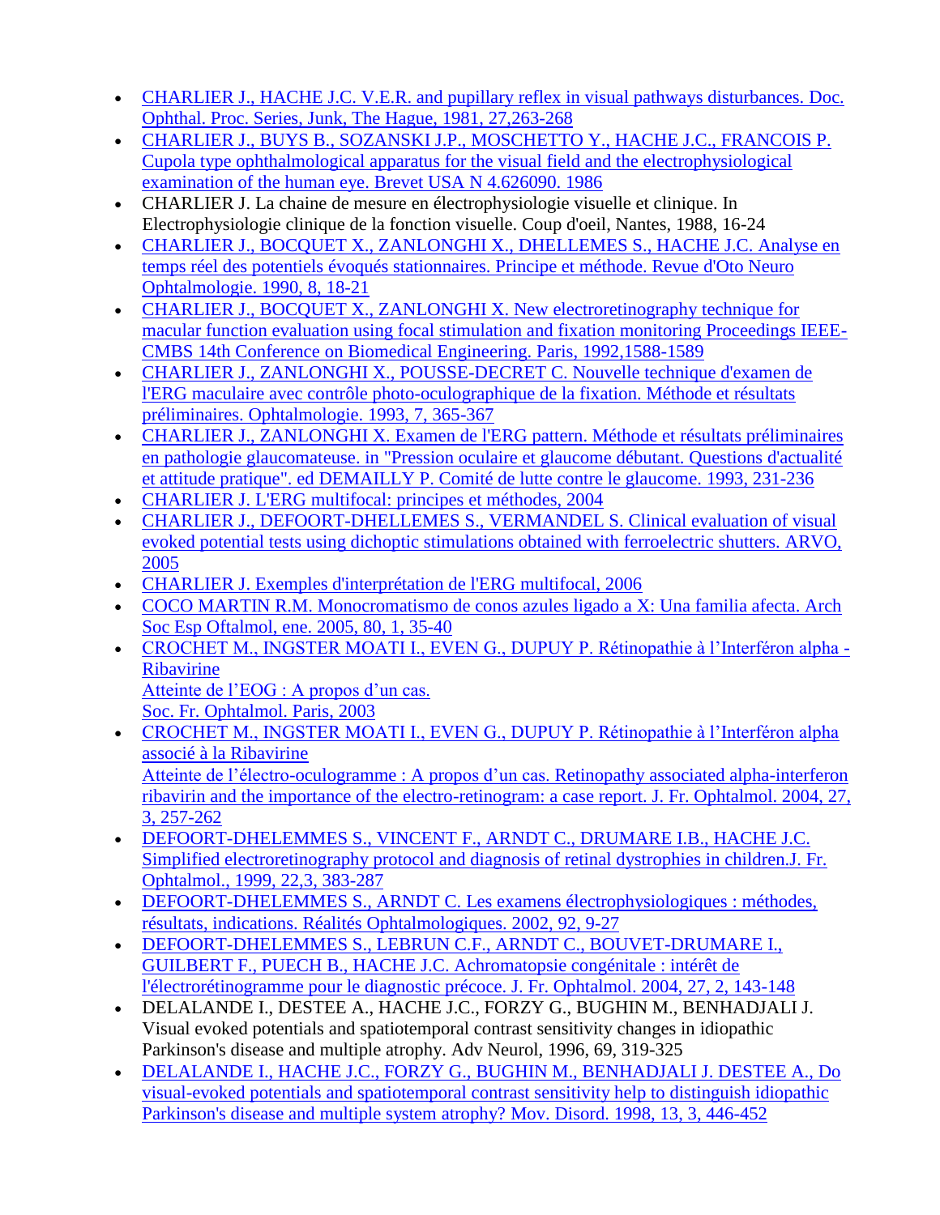- CHARLIER J., HACHE J.C. V.E.R. and pupillary reflex in visual pathways disturbances. Doc. Ophthal. Proc. Series, Junk, The Hague, 1981, 27,263-268
- CHARLIER J., BUYS B., SOZANSKI J.P., MOSCHETTO Y., HACHE J.C., FRANCOIS P. Cupola type ophthalmological apparatus for the visual field and the electrophysiological examination of the human eye. Brevet USA N 4.626090. 1986
- CHARLIER J. La chaine de mesure en électrophysiologie visuelle et clinique. In Electrophysiologie clinique de la fonction visuelle. Coup d'oeil, Nantes, 1988, 16-24
- CHARLIER J., BOCQUET X., ZANLONGHI X., DHELLEMES S., HACHE J.C. Analyse en temps réel des potentiels évoqués stationnaires. Principe et méthode. Revue d'Oto Neuro Ophtalmologie. 1990, 8, 18-21
- CHARLIER J., BOCQUET X., ZANLONGHI X. New electroretinography technique for macular function evaluation using focal stimulation and fixation monitoring Proceedings IEEE-CMBS 14th Conference on Biomedical Engineering. Paris, 1992,1588-1589
- CHARLIER J., ZANLONGHI X., POUSSE-DECRET C. Nouvelle technique d'examen de l'ERG maculaire avec contrôle photo-oculographique de la fixation. Méthode et résultats préliminaires. Ophtalmologie. 1993, 7, 365-367
- CHARLIER J., ZANLONGHI X. Examen de l'ERG pattern. Méthode et résultats préliminaires en pathologie glaucomateuse. in "Pression oculaire et glaucome débutant. Questions d'actualité et attitude pratique". ed DEMAILLY P. Comité de lutte contre le glaucome. 1993, 231-236
- CHARLIER J. L'ERG multifocal: principes et méthodes, 2004
- CHARLIER J., DEFOORT-DHELLEMES S., VERMANDEL S. Clinical evaluation of visual evoked potential tests using dichoptic stimulations obtained with ferroelectric shutters. ARVO, 2005
- CHARLIER J. Exemples d'interprétation de l'ERG multifocal, 2006
- COCO MARTIN R.M. Monocromatismo de conos azules ligado a X: Una familia afecta. Arch Soc Esp Oftalmol, ene. 2005, 80, 1, 35-40
- CROCHET M., INGSTER MOATI I., EVEN G., DUPUY P. Rétinopathie à l'Interféron alpha - Ribavirine
  Atteinte de l'EOG : A propos d'un cas.
  Soc. Fr. Ophtalmol. Paris, 2003
- CROCHET M., INGSTER MOATI I., EVEN G., DUPUY P. Rétinopathie à l'Interféron alpha associé à la Ribavirine
  Atteinte de l'électro-oculogramme : A propos d'un cas. Retinopathy associated alpha-interferon ribavirin and the importance of the electro-retinogram: a case report. J. Fr. Ophtalmol. 2004, 27, 3, 257-262
- DEFOORT-DHELEMMES S., VINCENT F., ARNDT C., DRUMARE I.B., HACHE J.C. Simplified electroretinography protocol and diagnosis of retinal dystrophies in children.J. Fr. Ophtalmol., 1999, 22,3, 383-287
- DEFOORT-DHELEMMES S., ARNDT C. Les examens électrophysiologiques : méthodes, résultats, indications. Réalités Ophtalmologiques. 2002, 92, 9-27
- DEFOORT-DHELEMMES S., LEBRUN C.F., ARNDT C., BOUVET-DRUMARE I., GUILBERT F., PUECH B., HACHE J.C. Achromatopsie congénitale : intérêt de l'électrorétinogramme pour le diagnostic précoce. J. Fr. Ophtalmol. 2004, 27, 2, 143-148
- DELALANDE I., DESTEE A., HACHE J.C., FORZY G., BUGHIN M., BENHADJALI J. Visual evoked potentials and spatiotemporal contrast sensitivity changes in idiopathic Parkinson's disease and multiple atrophy. Adv Neurol, 1996, 69, 319-325
- DELALANDE I., HACHE J.C., FORZY G., BUGHIN M., BENHADJALI J. DESTEE A., Do visual-evoked potentials and spatiotemporal contrast sensitivity help to distinguish idiopathic Parkinson's disease and multiple system atrophy? Mov. Disord. 1998, 13, 3, 446-452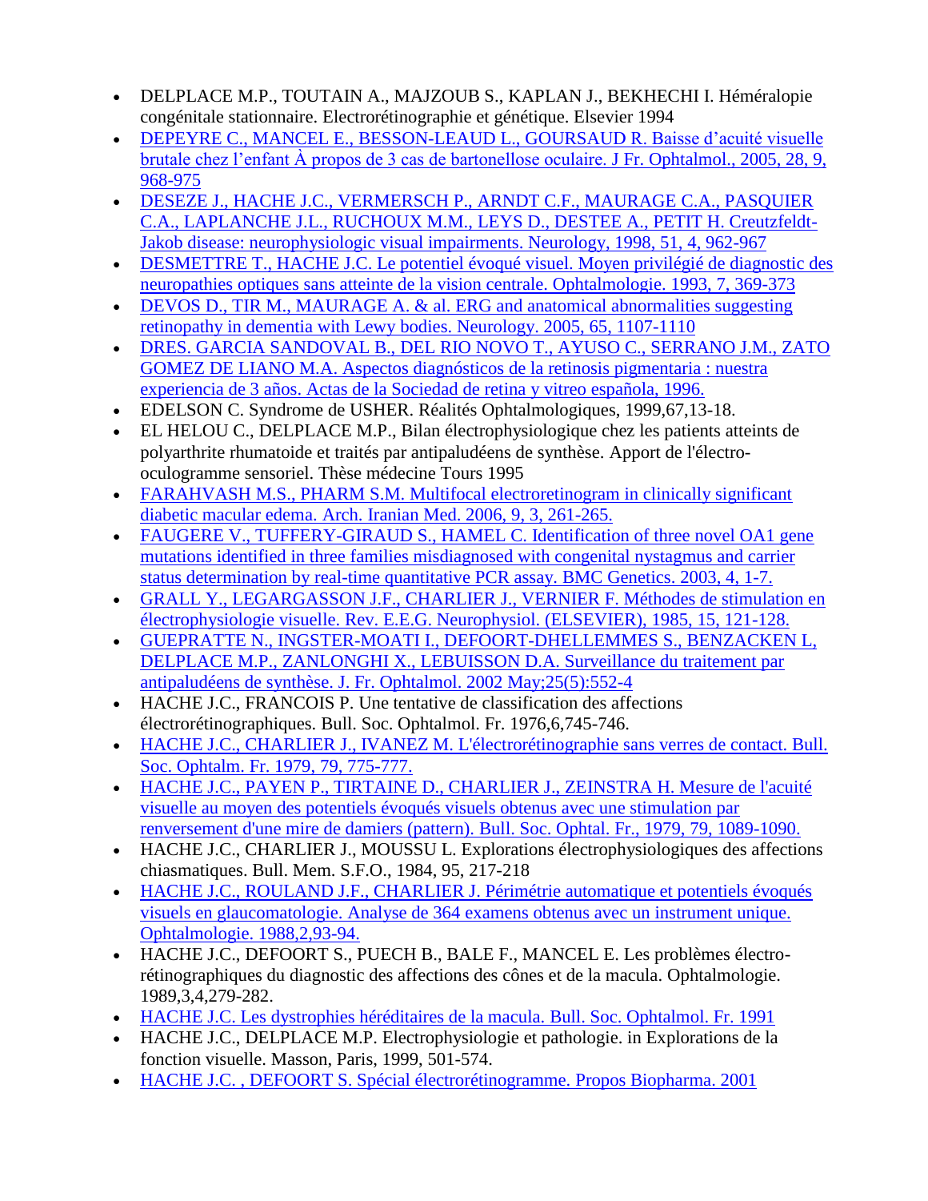- DELPLACE M.P., TOUTAIN A., MAJZOUB S., KAPLAN J., BEKHECHI I. Héméralopie congénitale stationnaire. Electrorétinographie et génétique. Elsevier 1994
- DEPEYRE C., MANCEL E., BESSON-LEAUD L., GOURSAUD R. Baisse d'acuité visuelle brutale chez l'enfant À propos de 3 cas de bartonellose oculaire. J Fr. Ophtalmol., 2005, 28, 9, 968-975
- DESEZE J., HACHE J.C., VERMERSCH P., ARNDT C.F., MAURAGE C.A., PASQUIER C.A., LAPLANCHE J.L., RUCHOUX M.M., LEYS D., DESTEE A., PETIT H. Creutzfeldt-Jakob disease: neurophysiologic visual impairments. Neurology, 1998, 51, 4, 962-967
- DESMETTRE T., HACHE J.C. Le potentiel évoqué visuel. Moyen privilégié de diagnostic des neuropathies optiques sans atteinte de la vision centrale. Ophtalmologie. 1993, 7, 369-373
- DEVOS D., TIR M., MAURAGE A. & al. ERG and anatomical abnormalities suggesting retinopathy in dementia with Lewy bodies. Neurology. 2005, 65, 1107-1110
- DRES. GARCIA SANDOVAL B., DEL RIO NOVO T., AYUSO C., SERRANO J.M., ZATO GOMEZ DE LIANO M.A. Aspectos diagnósticos de la retinosis pigmentaria : nuestra experiencia de 3 años. Actas de la Sociedad de retina y vitreo española, 1996.
- EDELSON C. Syndrome de USHER. Réalités Ophtalmologiques, 1999,67,13-18.
- EL HELOU C., DELPLACE M.P., Bilan électrophysiologique chez les patients atteints de polyarthrite rhumatoide et traités par antipaludéens de synthèse. Apport de l'électro-oculogramme sensoriel. Thèse médecine Tours 1995
- FARAHVASH M.S., PHARM S.M. Multifocal electroretinogram in clinically significant diabetic macular edema. Arch. Iranian Med. 2006, 9, 3, 261-265.
- FAUGERE V., TUFFERY-GIRAUD S., HAMEL C. Identification of three novel OA1 gene mutations identified in three families misdiagnosed with congenital nystagmus and carrier status determination by real-time quantitative PCR assay. BMC Genetics. 2003, 4, 1-7.
- GRALL Y., LEGARGASSON J.F., CHARLIER J., VERNIER F. Méthodes de stimulation en électrophysiologie visuelle. Rev. E.E.G. Neurophysiol. (ELSEVIER), 1985, 15, 121-128.
- GUEPRATTE N., INGSTER-MOATI I., DEFOORT-DHELLEMMES S., BENZACKEN L, DELPLACE M.P., ZANLONGHI X., LEBUISSON D.A. Surveillance du traitement par antipaludéens de synthèse. J. Fr. Ophtalmol. 2002 May;25(5):552-4
- HACHE J.C., FRANCOIS P. Une tentative de classification des affections électrorétinographiques. Bull. Soc. Ophtalmol. Fr. 1976,6,745-746.
- HACHE J.C., CHARLIER J., IVANEZ M. L'électrorétinographie sans verres de contact. Bull. Soc. Ophtalm. Fr. 1979, 79, 775-777.
- HACHE J.C., PAYEN P., TIRTAINE D., CHARLIER J., ZEINSTRA H. Mesure de l'acuité visuelle au moyen des potentiels évoqués visuels obtenus avec une stimulation par renversement d'une mire de damiers (pattern). Bull. Soc. Ophtal. Fr., 1979, 79, 1089-1090.
- HACHE J.C., CHARLIER J., MOUSSU L. Explorations électrophysiologiques des affections chiasmatiques. Bull. Mem. S.F.O., 1984, 95, 217-218
- HACHE J.C., ROULAND J.F., CHARLIER J. Périmétrie automatique et potentiels évoqués visuels en glaucomatologie. Analyse de 364 examens obtenus avec un instrument unique. Ophtalmologie. 1988,2,93-94.
- HACHE J.C., DEFOORT S., PUECH B., BALE F., MANCEL E. Les problèmes électro-rétinographiques du diagnostic des affections des cônes et de la macula. Ophtalmologie. 1989,3,4,279-282.
- HACHE J.C. Les dystrophies héréditaires de la macula. Bull. Soc. Ophtalmol. Fr. 1991
- HACHE J.C., DELPLACE M.P. Electrophysiologie et pathologie. in Explorations de la fonction visuelle. Masson, Paris, 1999, 501-574.
- HACHE J.C. , DEFOORT S. Spécial électrorétinogramme. Propos Biopharma. 2001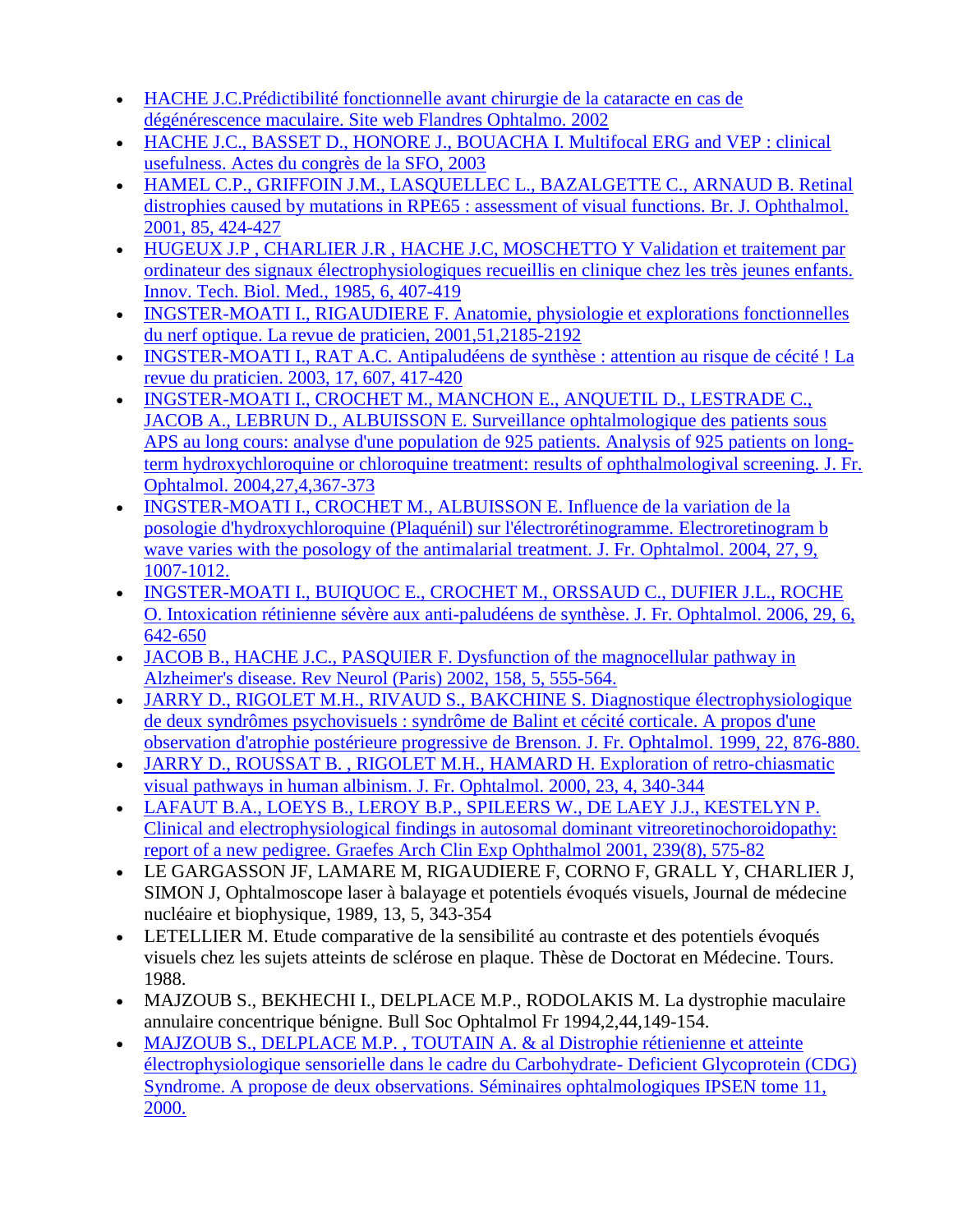- HACHE J.C.Prédictibilité fonctionnelle avant chirurgie de la cataracte en cas de dégénérescence maculaire. Site web Flandres Ophtalmo. 2002
- HACHE J.C., BASSET D., HONORE J., BOUACHA I. Multifocal ERG and VEP : clinical usefulness. Actes du congrès de la SFO, 2003
- HAMEL C.P., GRIFFOIN J.M., LASQUELLEC L., BAZALGETTE C., ARNAUD B. Retinal distrophies caused by mutations in RPE65 : assessment of visual functions. Br. J. Ophthalmol. 2001, 85, 424-427
- HUGEUX J.P , CHARLIER J.R , HACHE J.C, MOSCHETTO Y Validation et traitement par ordinateur des signaux électrophysiologiques recueillis en clinique chez les très jeunes enfants. Innov. Tech. Biol. Med., 1985, 6, 407-419
- INGSTER-MOATI I., RIGAUDIERE F. Anatomie, physiologie et explorations fonctionnelles du nerf optique. La revue de praticien, 2001,51,2185-2192
- INGSTER-MOATI I., RAT A.C. Antipaludéens de synthèse : attention au risque de cécité ! La revue du praticien. 2003, 17, 607, 417-420
- INGSTER-MOATI I., CROCHET M., MANCHON E., ANQUETIL D., LESTRADE C., JACOB A., LEBRUN D., ALBUISSON E. Surveillance ophtalmologique des patients sous APS au long cours: analyse d'une population de 925 patients. Analysis of 925 patients on long-term hydroxychloroquine or chloroquine treatment: results of ophthalmologival screening. J. Fr. Ophtalmol. 2004,27,4,367-373
- INGSTER-MOATI I., CROCHET M., ALBUISSON E. Influence de la variation de la posologie d'hydroxychloroquine (Plaquénil) sur l'électrorétinogramme. Electroretinogram b wave varies with the posology of the antimalarial treatment. J. Fr. Ophtalmol. 2004, 27, 9, 1007-1012.
- INGSTER-MOATI I., BUIQUOC E., CROCHET M., ORSSAUD C., DUFIER J.L., ROCHE O. Intoxication rétinienne sévère aux anti-paludéens de synthèse. J. Fr. Ophtalmol. 2006, 29, 6, 642-650
- JACOB B., HACHE J.C., PASQUIER F. Dysfunction of the magnocellular pathway in Alzheimer's disease. Rev Neurol (Paris) 2002, 158, 5, 555-564.
- JARRY D., RIGOLET M.H., RIVAUD S., BAKCHINE S. Diagnostique électrophysiologique de deux syndrômes psychovisuels : syndrôme de Balint et cécité corticale. A propos d'une observation d'atrophie postérieure progressive de Brenson. J. Fr. Ophtalmol. 1999, 22, 876-880.
- JARRY D., ROUSSAT B. , RIGOLET M.H., HAMARD H. Exploration of retro-chiasmatic visual pathways in human albinism. J. Fr. Ophtalmol. 2000, 23, 4, 340-344
- LAFAUT B.A., LOEYS B., LEROY B.P., SPILEERS W., DE LAEY J.J., KESTELYN P. Clinical and electrophysiological findings in autosomal dominant vitreoretinochoroidopathy: report of a new pedigree. Graefes Arch Clin Exp Ophthalmol 2001, 239(8), 575-82
- LE GARGASSON JF, LAMARE M, RIGAUDIERE F, CORNO F, GRALL Y, CHARLIER J, SIMON J, Ophtalmoscope laser à balayage et potentiels évoqués visuels, Journal de médecine nucléaire et biophysique, 1989, 13, 5, 343-354
- LETELLIER M. Etude comparative de la sensibilité au contraste et des potentiels évoqués visuels chez les sujets atteints de sclérose en plaque. Thèse de Doctorat en Médecine. Tours. 1988.
- MAJZOUB S., BEKHECHI I., DELPLACE M.P., RODOLAKIS M. La dystrophie maculaire annulaire concentrique bénigne. Bull Soc Ophtalmol Fr 1994,2,44,149-154.
- MAJZOUB S., DELPLACE M.P. , TOUTAIN A. & al Distrophie rétienienne et atteinte électrophysiologique sensorielle dans le cadre du Carbohydrate- Deficient Glycoprotein (CDG) Syndrome. A propose de deux observations. Séminaires ophtalmologiques IPSEN tome 11, 2000.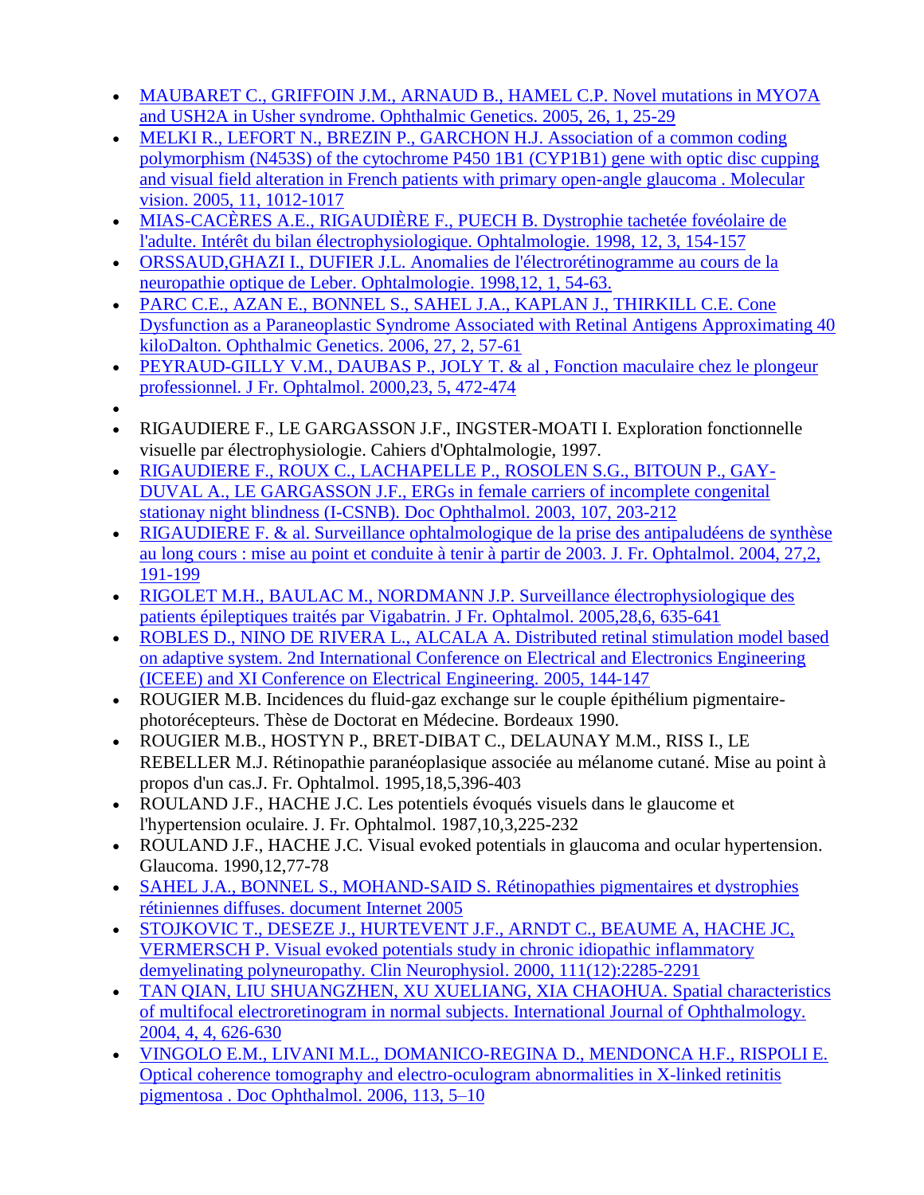- MAUBARET C., GRIFFOIN J.M., ARNAUD B., HAMEL C.P. Novel mutations in MYO7A and USH2A in Usher syndrome. Ophthalmic Genetics. 2005, 26, 1, 25-29
- MELKI R., LEFORT N., BREZIN P., GARCHON H.J. Association of a common coding polymorphism (N453S) of the cytochrome P450 1B1 (CYP1B1) gene with optic disc cupping and visual field alteration in French patients with primary open-angle glaucoma . Molecular vision. 2005, 11, 1012-1017
- MIAS-CACÈRES A.E., RIGAUDIÈRE F., PUECH B. Dystrophie tachetée fovéolaire de l'adulte. Intérêt du bilan électrophysiologique. Ophtalmologie. 1998, 12, 3, 154-157
- ORSSAUD,GHAZI I., DUFIER J.L. Anomalies de l'électrorétinogramme au cours de la neuropathie optique de Leber. Ophtalmologie. 1998,12, 1, 54-63.
- PARC C.E., AZAN E., BONNEL S., SAHEL J.A., KAPLAN J., THIRKILL C.E. Cone Dysfunction as a Paraneoplastic Syndrome Associated with Retinal Antigens Approximating 40 kiloDalton. Ophthalmic Genetics. 2006, 27, 2, 57-61
- PEYRAUD-GILLY V.M., DAUBAS P., JOLY T. & al , Fonction maculaire chez le plongeur professionnel. J Fr. Ophtalmol. 2000,23, 5, 472-474
- 
- RIGAUDIERE F., LE GARGASSON J.F., INGSTER-MOATI I. Exploration fonctionnelle visuelle par électrophysiologie. Cahiers d'Ophtalmologie, 1997.
- RIGAUDIERE F., ROUX C., LACHAPELLE P., ROSOLEN S.G., BITOUN P., GAY-DUVAL A., LE GARGASSON J.F., ERGs in female carriers of incomplete congenital stationay night blindness (I-CSNB). Doc Ophthalmol. 2003, 107, 203-212
- RIGAUDIERE F. & al. Surveillance ophtalmologique de la prise des antipaludéens de synthèse au long cours : mise au point et conduite à tenir à partir de 2003. J. Fr. Ophtalmol. 2004, 27,2, 191-199
- RIGOLET M.H., BAULAC M., NORDMANN J.P. Surveillance électrophysiologique des patients épileptiques traités par Vigabatrin. J Fr. Ophtalmol. 2005,28,6, 635-641
- ROBLES D., NINO DE RIVERA L., ALCALA A. Distributed retinal stimulation model based on adaptive system. 2nd International Conference on Electrical and Electronics Engineering (ICEEE) and XI Conference on Electrical Engineering. 2005, 144-147
- ROUGIER M.B. Incidences du fluid-gaz exchange sur le couple épithélium pigmentaire-photorécepteurs. Thèse de Doctorat en Médecine. Bordeaux 1990.
- ROUGIER M.B., HOSTYN P., BRET-DIBAT C., DELAUNAY M.M., RISS I., LE REBELLER M.J. Rétinopathie paranéoplasique associée au mélanome cutané. Mise au point à propos d'un cas.J. Fr. Ophtalmol. 1995,18,5,396-403
- ROULAND J.F., HACHE J.C. Les potentiels évoqués visuels dans le glaucome et l'hypertension oculaire. J. Fr. Ophtalmol. 1987,10,3,225-232
- ROULAND J.F., HACHE J.C. Visual evoked potentials in glaucoma and ocular hypertension. Glaucoma. 1990,12,77-78
- SAHEL J.A., BONNEL S., MOHAND-SAID S. Rétinopathies pigmentaires et dystrophies rétiniennes diffuses. document Internet 2005
- STOJKOVIC T., DESEZE J., HURTEVENT J.F., ARNDT C., BEAUME A, HACHE JC, VERMERSCH P. Visual evoked potentials study in chronic idiopathic inflammatory demyelinating polyneuropathy. Clin Neurophysiol. 2000, 111(12):2285-2291
- TAN QIAN, LIU SHUANGZHEN, XU XUELIANG, XIA CHAOHUA. Spatial characteristics of multifocal electroretinogram in normal subjects. International Journal of Ophthalmology. 2004, 4, 4, 626-630
- VINGOLO E.M., LIVANI M.L., DOMANICO-REGINA D., MENDONCA H.F., RISPOLI E. Optical coherence tomography and electro-oculogram abnormalities in X-linked retinitis pigmentosa . Doc Ophthalmol. 2006, 113, 5–10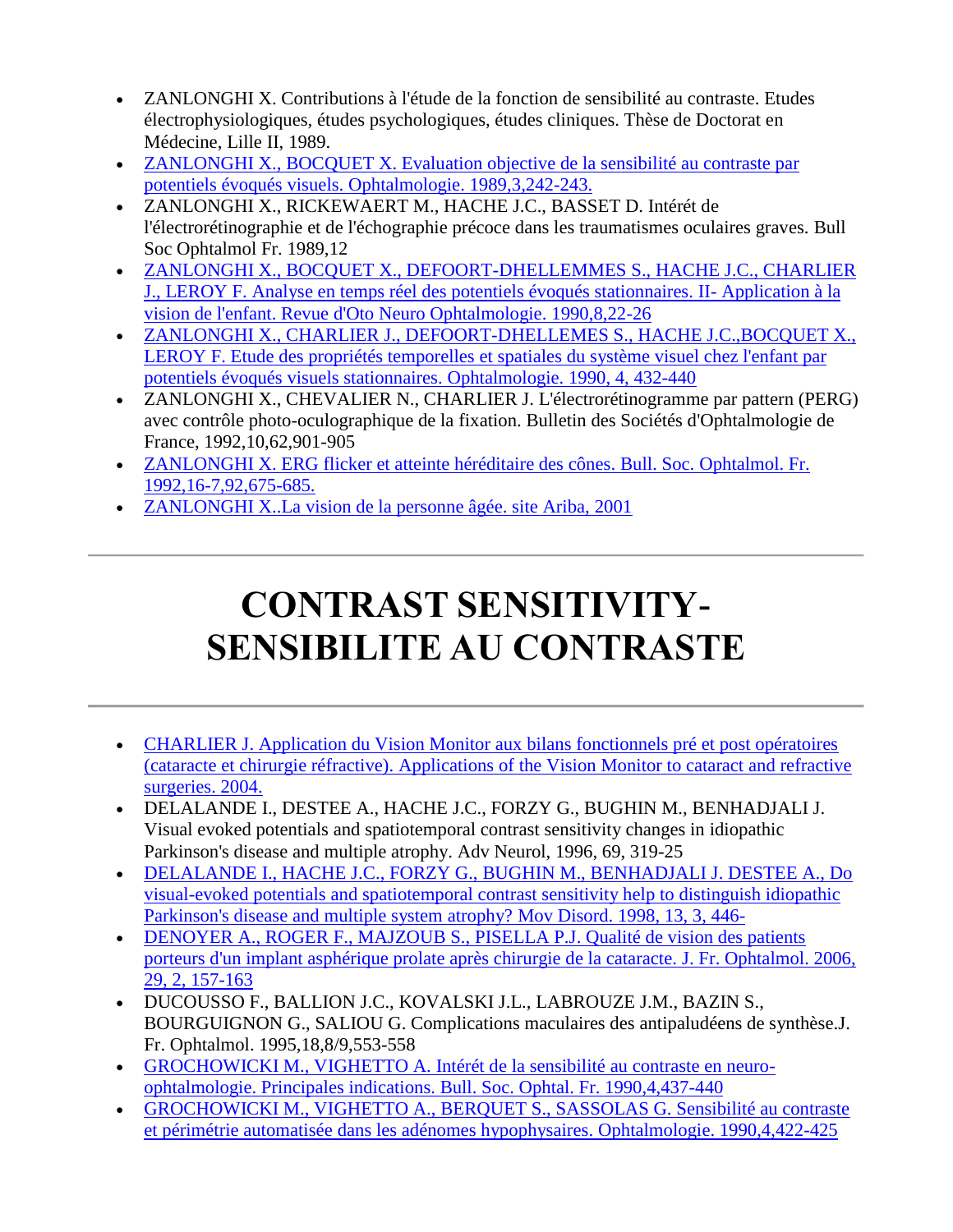- ZANLONGHI X. Contributions à l'étude de la fonction de sensibilité au contraste. Etudes électrophysiologiques, études psychologiques, études cliniques. Thèse de Doctorat en Médecine, Lille II, 1989.
- ZANLONGHI X., BOCQUET X. Evaluation objective de la sensibilité au contraste par potentiels évoqués visuels. Ophtalmologie. 1989,3,242-243.
- ZANLONGHI X., RICKEWAERT M., HACHE J.C., BASSET D. Intérêt de l'électrorétinographie et de l'échographie précoce dans les traumatismes oculaires graves. Bull Soc Ophtalmol Fr. 1989,12
- ZANLONGHI X., BOCQUET X., DEFOORT-DHELLEMMES S., HACHE J.C., CHARLIER J., LEROY F. Analyse en temps réel des potentiels évoqués stationnaires. II- Application à la vision de l'enfant. Revue d'Oto Neuro Ophtalmologie. 1990,8,22-26
- ZANLONGHI X., CHARLIER J., DEFOORT-DHELLEMES S., HACHE J.C.,BOCQUET X., LEROY F. Etude des propriétés temporelles et spatiales du système visuel chez l'enfant par potentiels évoqués visuels stationnaires. Ophtalmologie. 1990, 4, 432-440
- ZANLONGHI X., CHEVALIER N., CHARLIER J. L'électrorétinogramme par pattern (PERG) avec contrôle photo-oculographique de la fixation. Bulletin des Sociétés d'Ophtalmologie de France, 1992,10,62,901-905
- ZANLONGHI X. ERG flicker et atteinte héréditaire des cônes. Bull. Soc. Ophtalmol. Fr. 1992,16-7,92,675-685.
- ZANLONGHI X..La vision de la personne âgée. site Ariba, 2001

---

# CONTRAST SENSITIVITY-SENSIBILITE AU CONTRASTE

---

- CHARLIER J. Application du Vision Monitor aux bilans fonctionnels pré et post opératoires (cataracte et chirurgie réfractive). Applications of the Vision Monitor to cataract and refractive surgeries. 2004.
- DELALANDE I., DESTEE A., HACHE J.C., FORZY G., BUGHIN M., BENHADJALI J. Visual evoked potentials and spatiotemporal contrast sensitivity changes in idiopathic Parkinson's disease and multiple atrophy. Adv Neurol, 1996, 69, 319-25
- DELALANDE I., HACHE J.C., FORZY G., BUGHIN M., BENHADJALI J. DESTEE A., Do visual-evoked potentials and spatiotemporal contrast sensitivity help to distinguish idiopathic Parkinson's disease and multiple system atrophy? Mov Disord. 1998, 13, 3, 446-
- DENOYER A., ROGER F., MAJZOUB S., PISELLA P.J. Qualité de vision des patients porteurs d'un implant asphérique prolate après chirurgie de la cataracte. J. Fr. Ophtalmol. 2006, 29, 2, 157-163
- DUCOUSSO F., BALLION J.C., KOVALSKI J.L., LABROUZE J.M., BAZIN S., BOURGUIGNON G., SALIOU G. Complications maculaires des antipaludéens de synthèse.J. Fr. Ophtalmol. 1995,18,8/9,553-558
- GROCHOWICKI M., VIGHETTO A. Intérêt de la sensibilité au contraste en neuro-ophtalmologie. Principales indications. Bull. Soc. Ophtal. Fr. 1990,4,437-440
- GROCHOWICKI M., VIGHETTO A., BERQUET S., SASSOLAS G. Sensibilité au contraste et périmétrie automatisée dans les adénomes hypophysaires. Ophtalmologie. 1990,4,422-425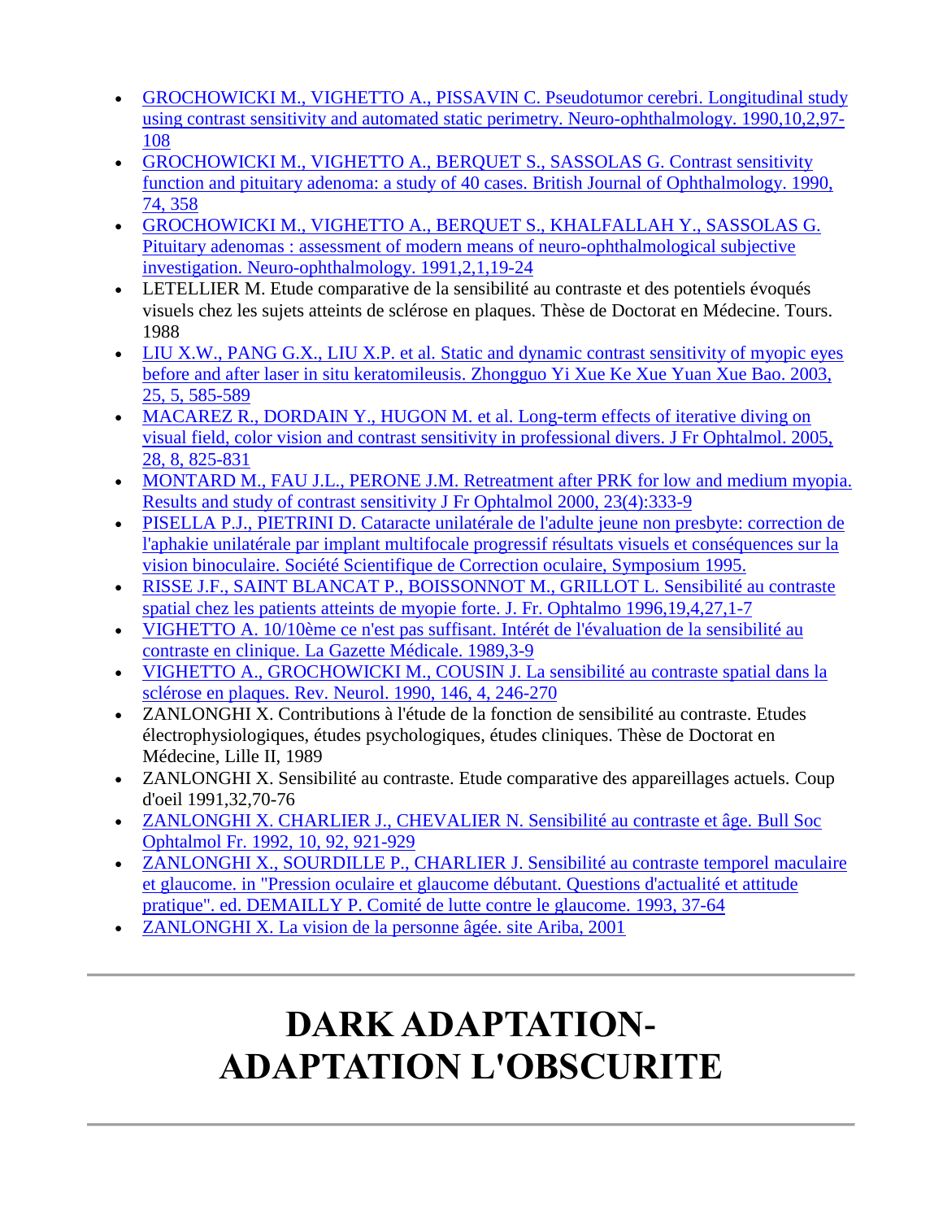- GROCHOWICKI M., VIGHETTO A., PISSAVIN C. Pseudotumor cerebri. Longitudinal study using contrast sensitivity and automated static perimetry. Neuro-ophthalmology. 1990,10,2,97-108
- GROCHOWICKI M., VIGHETTO A., BERQUET S., SASSOLAS G. Contrast sensitivity function and pituitary adenoma: a study of 40 cases. British Journal of Ophthalmology. 1990, 74, 358
- GROCHOWICKI M., VIGHETTO A., BERQUET S., KHALFALLAH Y., SASSOLAS G. Pituitary adenomas : assessment of modern means of neuro-ophthalmological subjective investigation. Neuro-ophthalmology. 1991,2,1,19-24
- LETELLIER M. Etude comparative de la sensibilité au contraste et des potentiels évoqués visuels chez les sujets atteints de sclérose en plaques. Thèse de Doctorat en Médecine. Tours. 1988
- LIU X.W., PANG G.X., LIU X.P. et al. Static and dynamic contrast sensitivity of myopic eyes before and after laser in situ keratomileusis. Zhongguo Yi Xue Ke Xue Yuan Xue Bao. 2003, 25, 5, 585-589
- MACAREZ R., DORDAIN Y., HUGON M. et al. Long-term effects of iterative diving on visual field, color vision and contrast sensitivity in professional divers. J Fr Ophtalmol. 2005, 28, 8, 825-831
- MONTARD M., FAU J.L., PERONE J.M. Retreatment after PRK for low and medium myopia. Results and study of contrast sensitivity J Fr Ophtalmol 2000, 23(4):333-9
- PISELLA P.J., PIETRINI D. Cataracte unilatérale de l'adulte jeune non presbyte: correction de l'aphakie unilatérale par implant multifocale progressif résultats visuels et conséquences sur la vision binoculaire. Société Scientifique de Correction oculaire, Symposium 1995.
- RISSE J.F., SAINT BLANCAT P., BOISSONNOT M., GRILLOT L. Sensibilité au contraste spatial chez les patients atteints de myopie forte. J. Fr. Ophtalmo 1996,19,4,27,1-7
- VIGHETTO A. 10/10ème ce n'est pas suffisant. Intérêt de l'évaluation de la sensibilité au contraste en clinique. La Gazette Médicale. 1989,3-9
- VIGHETTO A., GROCHOWICKI M., COUSIN J. La sensibilité au contraste spatial dans la sclérose en plaques. Rev. Neurol. 1990, 146, 4, 246-270
- ZANLONGHI X. Contributions à l'étude de la fonction de sensibilité au contraste. Etudes électrophysiologiques, études psychologiques, études cliniques. Thèse de Doctorat en Médecine, Lille II, 1989
- ZANLONGHI X. Sensibilité au contraste. Etude comparative des appareillages actuels. Coup d'oeil 1991,32,70-76
- ZANLONGHI X. CHARLIER J., CHEVALIER N. Sensibilité au contraste et âge. Bull Soc Ophtalmol Fr. 1992, 10, 92, 921-929
- ZANLONGHI X., SOURDILLE P., CHARLIER J. Sensibilité au contraste temporel maculaire et glaucome. in "Pression oculaire et glaucome débutant. Questions d'actualité et attitude pratique". ed. DEMAILLY P. Comité de lutte contre le glaucome. 1993, 37-64
- ZANLONGHI X. La vision de la personne âgée. site Ariba, 2001

---

# DARK ADAPTATION- ADAPTATION L'OBSCURITE

---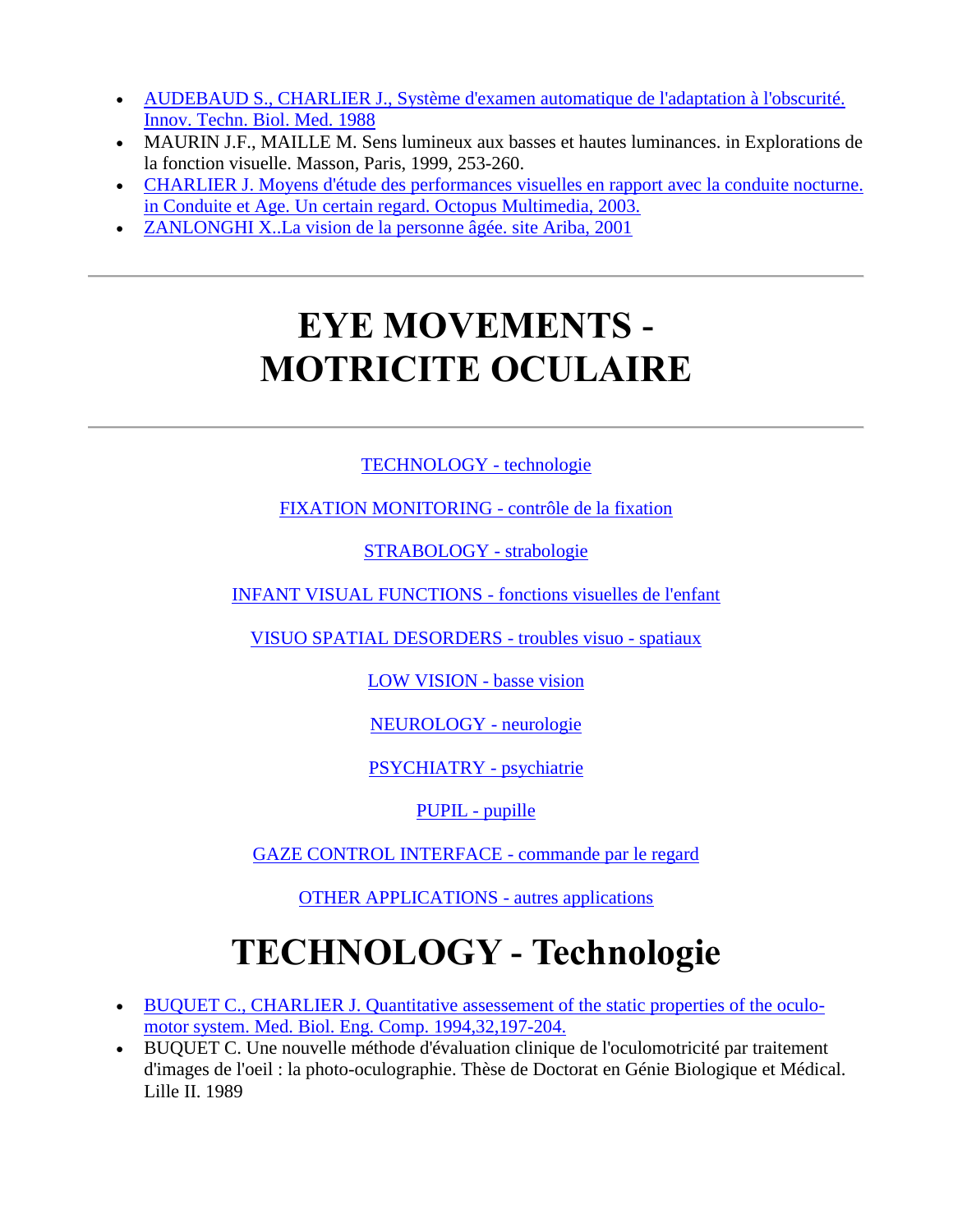- AUDEBAUD S., CHARLIER J., Système d'examen automatique de l'adaptation à l'obscurité. Innov. Techn. Biol. Med. 1988
- MAURIN J.F., MAILLE M. Sens lumineux aux basses et hautes luminances. in Explorations de la fonction visuelle. Masson, Paris, 1999, 253-260.
- CHARLIER J. Moyens d'étude des performances visuelles en rapport avec la conduite nocturne. in Conduite et Age. Un certain regard. Octopus Multimedia, 2003.
- ZANLONGHI X..La vision de la personne âgée. site Ariba, 2001

---

# EYE MOVEMENTS - MOTRICITE OCULAIRE

---

TECHNOLOGY - technologie

FIXATION MONITORING - contrôle de la fixation

STRABOLOGY - strabologie

INFANT VISUAL FUNCTIONS - fonctions visuelles de l'enfant

VISUO SPATIAL DESORDERS - troubles visuo - spatiaux

LOW VISION - basse vision

NEUROLOGY - neurologie

PSYCHIATRY - psychiatrie

PUPIL - pupille

GAZE CONTROL INTERFACE - commande par le regard

OTHER APPLICATIONS - autres applications

# TECHNOLOGY - Technologie

- BUQUET C., CHARLIER J. Quantitative assessement of the static properties of the oculo-motor system. Med. Biol. Eng. Comp. 1994,32,197-204.
- BUQUET C. Une nouvelle méthode d'évaluation clinique de l'oculomotricité par traitement d'images de l'oeil : la photo-oculographie. Thèse de Doctorat en Génie Biologique et Médical. Lille II. 1989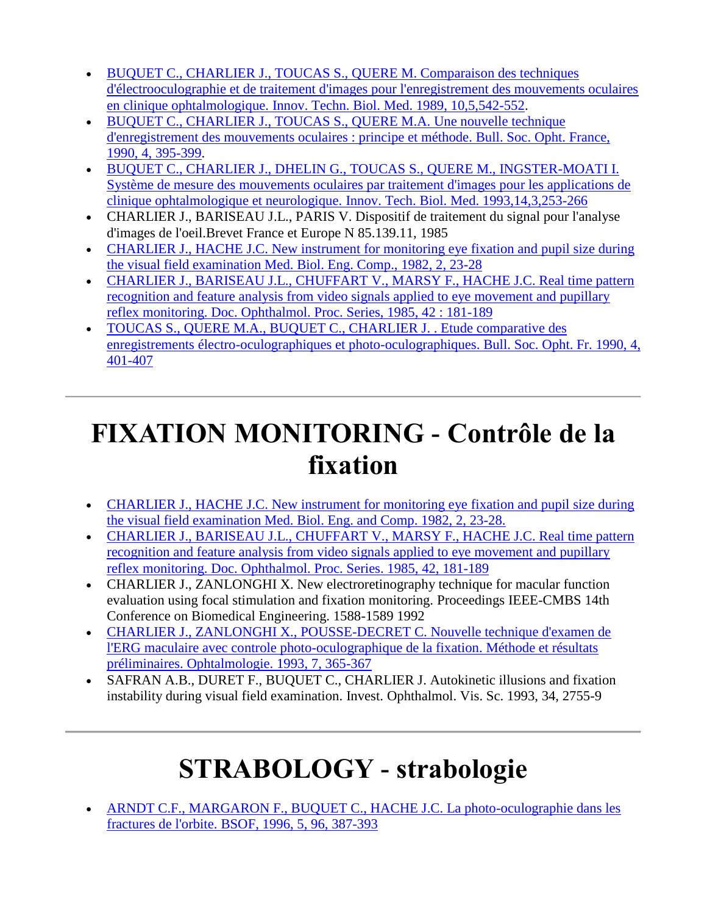- BUQUET C., CHARLIER J., TOUCAS S., QUERE M. Comparaison des techniques d'électrooculographie et de traitement d'images pour l'enregistrement des mouvements oculaires en clinique ophtalmologique. Innov. Techn. Biol. Med. 1989, 10,5,542-552.
- BUQUET C., CHARLIER J., TOUCAS S., QUERE M.A. Une nouvelle technique d'enregistrement des mouvements oculaires : principe et méthode. Bull. Soc. Opht. France, 1990, 4, 395-399.
- BUQUET C., CHARLIER J., DHELIN G., TOUCAS S., QUERE M., INGSTER-MOATI I. Système de mesure des mouvements oculaires par traitement d'images pour les applications de clinique ophtalmologique et neurologique. Innov. Tech. Biol. Med. 1993,14,3,253-266
- CHARLIER J., BARISEAU J.L., PARIS V. Dispositif de traitement du signal pour l'analyse d'images de l'oeil.Brevet France et Europe N 85.139.11, 1985
- CHARLIER J., HACHE J.C. New instrument for monitoring eye fixation and pupil size during the visual field examination Med. Biol. Eng. Comp., 1982, 2, 23-28
- CHARLIER J., BARISEAU J.L., CHUFFART V., MARSY F., HACHE J.C. Real time pattern recognition and feature analysis from video signals applied to eye movement and pupillary reflex monitoring. Doc. Ophthalmol. Proc. Series, 1985, 42 : 181-189
- TOUCAS S., QUERE M.A., BUQUET C., CHARLIER J. . Etude comparative des enregistrements électro-oculographiques et photo-oculographiques. Bull. Soc. Opht. Fr. 1990, 4, 401-407

---

# FIXATION MONITORING - Contrôle de la fixation

- CHARLIER J., HACHE J.C. New instrument for monitoring eye fixation and pupil size during the visual field examination Med. Biol. Eng. and Comp. 1982, 2, 23-28.
- CHARLIER J., BARISEAU J.L., CHUFFART V., MARSY F., HACHE J.C. Real time pattern recognition and feature analysis from video signals applied to eye movement and pupillary reflex monitoring. Doc. Ophthalmol. Proc. Series. 1985, 42, 181-189
- CHARLIER J., ZANLONGHI X. New electroretinography technique for macular function evaluation using focal stimulation and fixation monitoring. Proceedings IEEE-CMBS 14th Conference on Biomedical Engineering. 1588-1589 1992
- CHARLIER J., ZANLONGHI X., POUSSE-DECRET C. Nouvelle technique d'examen de l'ERG maculaire avec controle photo-oculographique de la fixation. Méthode et résultats préliminaires. Ophtalmologie. 1993, 7, 365-367
- SAFRAN A.B., DURET F., BUQUET C., CHARLIER J. Autokinetic illusions and fixation instability during visual field examination. Invest. Ophthalmol. Vis. Sc. 1993, 34, 2755-9

---

# STRABOLOGY - strabologie

- ARNDT C.F., MARGARON F., BUQUET C., HACHE J.C. La photo-oculographie dans les fractures de l'orbite. BSOF, 1996, 5, 96, 387-393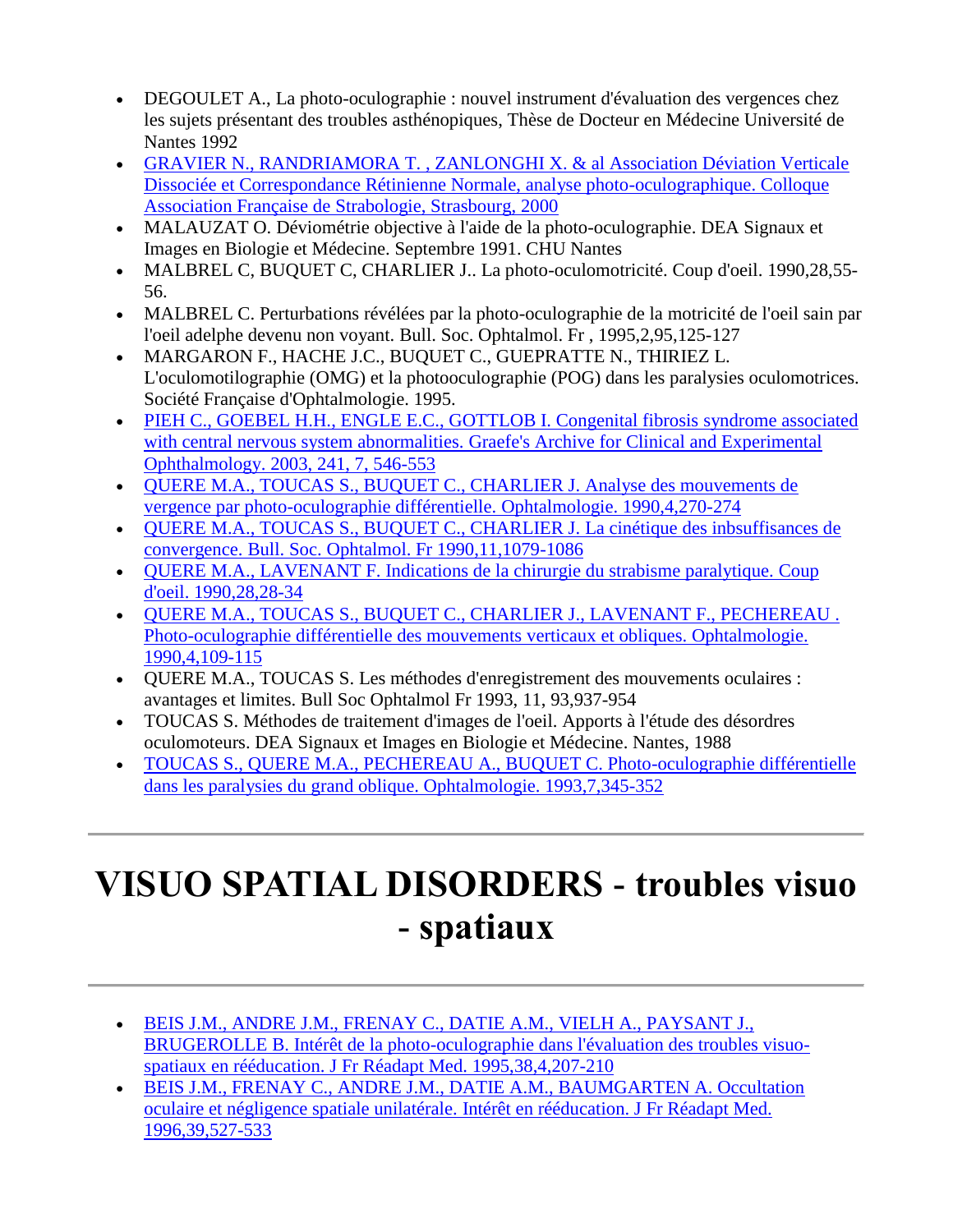- DEGOULET A., La photo-oculographie : nouvel instrument d'évaluation des vergences chez les sujets présentant des troubles asthénopiques, Thèse de Docteur en Médecine Université de Nantes 1992
- GRAVIER N., RANDRIAMORA T. , ZANLONGHI X. & al Association Déviation Verticale Dissociée et Correspondance Rétinienne Normale, analyse photo-oculographique. Colloque Association Française de Strabologie, Strasbourg, 2000
- MALAUZAT O. Déviométrie objective à l'aide de la photo-oculographie. DEA Signaux et Images en Biologie et Médecine. Septembre 1991. CHU Nantes
- MALBREL C, BUQUET C, CHARLIER J.. La photo-oculomotricité. Coup d'oeil. 1990,28,55-56.
- MALBREL C. Perturbations révélées par la photo-oculographie de la motricité de l'oeil sain par l'oeil adelphe devenu non voyant. Bull. Soc. Ophtalmol. Fr , 1995,2,95,125-127
- MARGARON F., HACHE J.C., BUQUET C., GUEPRATTE N., THIRIEZ L. L'oculomotilographie (OMG) et la photooculographie (POG) dans les paralysies oculomotrices. Société Française d'Ophtalmologie. 1995.
- PIEH C., GOEBEL H.H., ENGLE E.C., GOTTLOB I. Congenital fibrosis syndrome associated with central nervous system abnormalities. Graefe's Archive for Clinical and Experimental Ophthalmology. 2003, 241, 7, 546-553
- QUERE M.A., TOUCAS S., BUQUET C., CHARLIER J. Analyse des mouvements de vergence par photo-oculographie différentielle. Ophtalmologie. 1990,4,270-274
- QUERE M.A., TOUCAS S., BUQUET C., CHARLIER J. La cinétique des inbsuffisances de convergence. Bull. Soc. Ophtalmol. Fr 1990,11,1079-1086
- QUERE M.A., LAVENANT F. Indications de la chirurgie du strabisme paralytique. Coup d'oeil. 1990,28,28-34
- QUERE M.A., TOUCAS S., BUQUET C., CHARLIER J., LAVENANT F., PECHEREAU . Photo-oculographie différentielle des mouvements verticaux et obliques. Ophtalmologie. 1990,4,109-115
- QUERE M.A., TOUCAS S. Les méthodes d'enregistrement des mouvements oculaires : avantages et limites. Bull Soc Ophtalmol Fr 1993, 11, 93,937-954
- TOUCAS S. Méthodes de traitement d'images de l'oeil. Apports à l'étude des désordres oculomoteurs. DEA Signaux et Images en Biologie et Médecine. Nantes, 1988
- TOUCAS S., QUERE M.A., PECHEREAU A., BUQUET C. Photo-oculographie différentielle dans les paralysies du grand oblique. Ophtalmologie. 1993,7,345-352

---

# VISUO SPATIAL DISORDERS - troubles visuo - spatiaux

---

- BEIS J.M., ANDRE J.M., FRENAY C., DATIE A.M., VIELH A., PAYSANT J., BRUGEROLLE B. Intérêt de la photo-oculographie dans l'évaluation des troubles visuo-spatiaux en rééducation. J Fr Réadapt Med. 1995,38,4,207-210
- BEIS J.M., FRENAY C., ANDRE J.M., DATIE A.M., BAUMGARTEN A. Occultation oculaire et négligence spatiale unilatérale. Intérêt en rééducation. J Fr Réadapt Med. 1996,39,527-533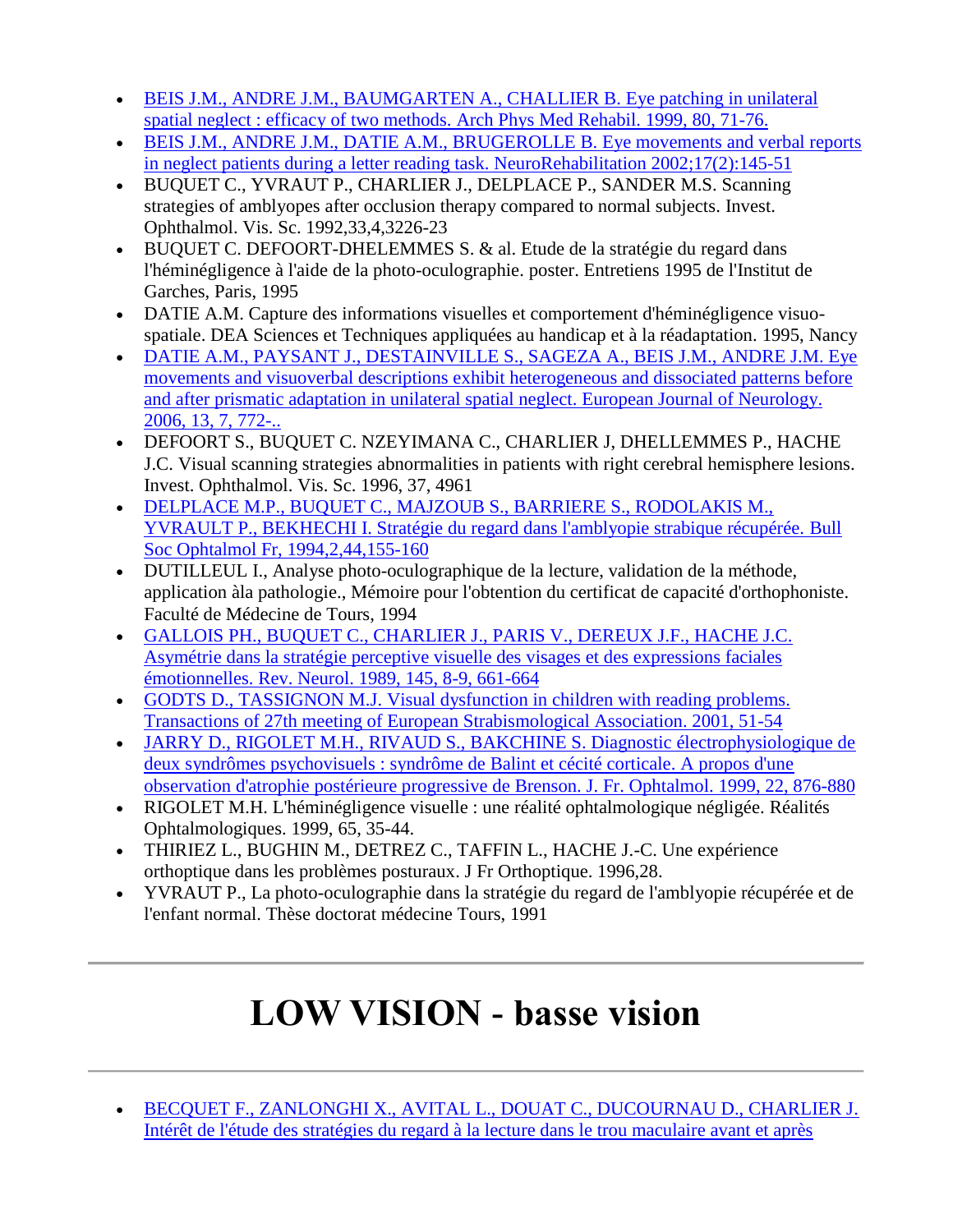- BEIS J.M., ANDRE J.M., BAUMGARTEN A., CHALLIER B. Eye patching in unilateral spatial neglect : efficacy of two methods. Arch Phys Med Rehabil. 1999, 80, 71-76.
- BEIS J.M., ANDRE J.M., DATIE A.M., BRUGEROLLE B. Eye movements and verbal reports in neglect patients during a letter reading task. NeuroRehabilitation 2002;17(2):145-51
- BUQUET C., YVRAUT P., CHARLIER J., DELPLACE P., SANDER M.S. Scanning strategies of amblyopes after occlusion therapy compared to normal subjects. Invest. Ophthalmol. Vis. Sc. 1992,33,4,3226-23
- BUQUET C. DEFOORT-DHELEMMES S. & al. Etude de la stratégie du regard dans l'héminégligence à l'aide de la photo-oculographie. poster. Entretiens 1995 de l'Institut de Garches, Paris, 1995
- DATIE A.M. Capture des informations visuelles et comportement d'héminégligence visuo-spatiale. DEA Sciences et Techniques appliquées au handicap et à la réadaptation. 1995, Nancy
- DATIE A.M., PAYSANT J., DESTAINVILLE S., SAGEZA A., BEIS J.M., ANDRE J.M. Eye movements and visuoverbal descriptions exhibit heterogeneous and dissociated patterns before and after prismatic adaptation in unilateral spatial neglect. European Journal of Neurology. 2006, 13, 7, 772-..
- DEFOORT S., BUQUET C. NZEYIMANA C., CHARLIER J, DHELLEMMES P., HACHE J.C. Visual scanning strategies abnormalities in patients with right cerebral hemisphere lesions. Invest. Ophthalmol. Vis. Sc. 1996, 37, 4961
- DELPLACE M.P., BUQUET C., MAJZOUB S., BARRIERE S., RODOLAKIS M., YVRAULT P., BEKHECHI I. Stratégie du regard dans l'amblyopie strabique récupérée. Bull Soc Ophtalmol Fr, 1994,2,44,155-160
- DUTILLEUL I., Analyse photo-oculographique de la lecture, validation de la méthode, application àla pathologie., Mémoire pour l'obtention du certificat de capacité d'orthophoniste. Faculté de Médecine de Tours, 1994
- GALLOIS PH., BUQUET C., CHARLIER J., PARIS V., DEREUX J.F., HACHE J.C. Asymétrie dans la stratégie perceptive visuelle des visages et des expressions faciales émotionnelles. Rev. Neurol. 1989, 145, 8-9, 661-664
- GODTS D., TASSIGNON M.J. Visual dysfunction in children with reading problems. Transactions of 27th meeting of European Strabismological Association. 2001, 51-54
- JARRY D., RIGOLET M.H., RIVAUD S., BAKCHINE S. Diagnostic électrophysiologique de deux syndrômes psychovisuels : syndrôme de Balint et cécité corticale. A propos d'une observation d'atrophie postérieure progressive de Brenson. J. Fr. Ophtalmol. 1999, 22, 876-880
- RIGOLET M.H. L'héminégligence visuelle : une réalité ophtalmologique négligée. Réalités Ophtalmologiques. 1999, 65, 35-44.
- THIRIEZ L., BUGHIN M., DETREZ C., TAFFIN L., HACHE J.-C. Une expérience orthoptique dans les problèmes posturaux. J Fr Orthoptique. 1996,28.
- YVRAUT P., La photo-oculographie dans la stratégie du regard de l'amblyopie récupérée et de l'enfant normal. Thèse doctorat médecine Tours, 1991

---

# LOW VISION - basse vision

---

- BECQUET F., ZANLONGHI X., AVITAL L., DOUAT C., DUCOURNAU D., CHARLIER J. Intérêt de l'étude des stratégies du regard à la lecture dans le trou maculaire avant et après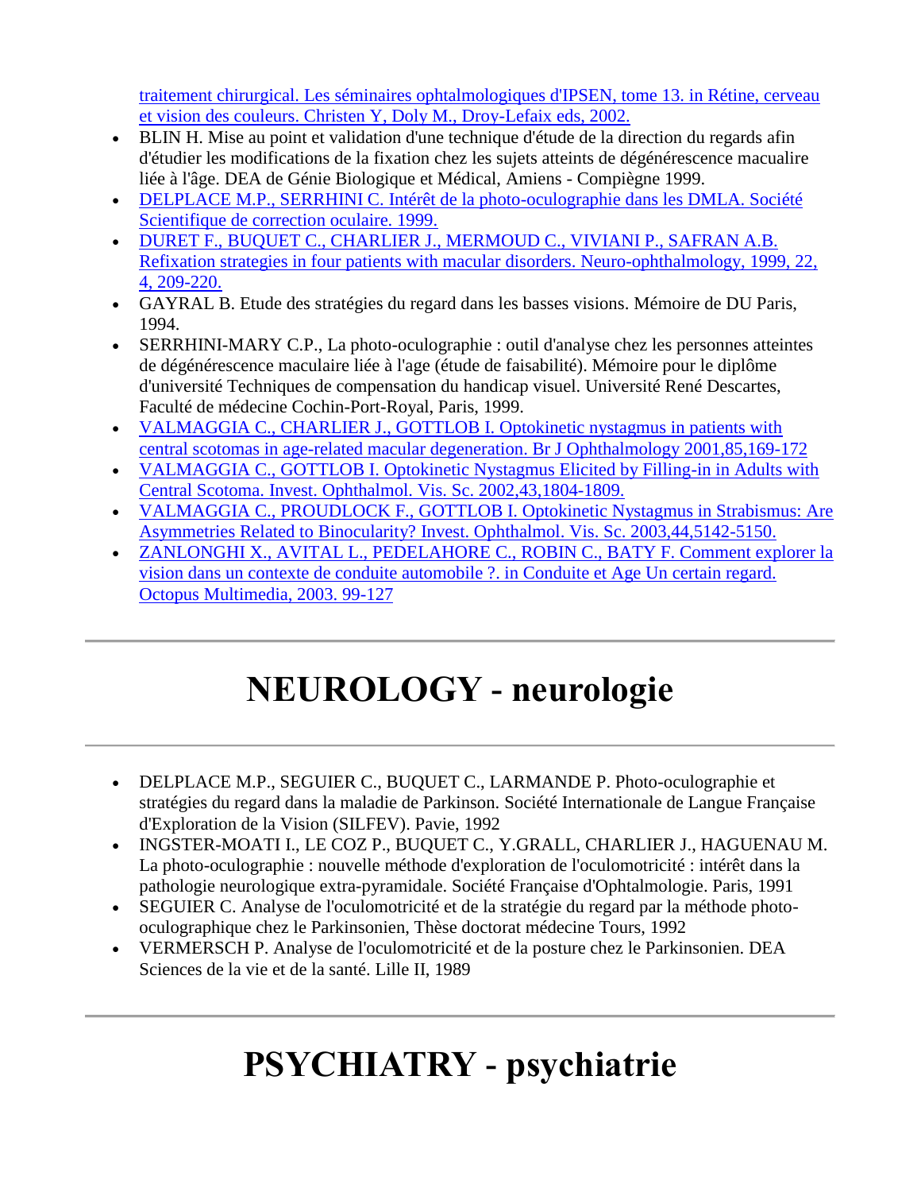traitement chirurgical. Les séminaires ophtalmologiques d'IPSEN, tome 13. in Rétine, cerveau et vision des couleurs. Christen Y, Doly M., Droy-Lefaix eds, 2002.

- BLIN H. Mise au point et validation d'une technique d'étude de la direction du regards afin d'étudier les modifications de la fixation chez les sujets atteints de dégénérescence macualire liée à l'âge. DEA de Génie Biologique et Médical, Amiens - Compiègne 1999.
- DELPLACE M.P., SERRHINI C. Intérêt de la photo-oculographie dans les DMLA. Société Scientifique de correction oculaire. 1999.
- DURET F., BUQUET C., CHARLIER J., MERMOUD C., VIVIANI P., SAFRAN A.B. Refixation strategies in four patients with macular disorders. Neuro-ophthalmology, 1999, 22, 4, 209-220.
- GAYRAL B. Etude des stratégies du regard dans les basses visions. Mémoire de DU Paris, 1994.
- SERRHINI-MARY C.P., La photo-oculographie : outil d'analyse chez les personnes atteintes de dégénérescence maculaire liée à l'age (étude de faisabilité). Mémoire pour le diplôme d'université Techniques de compensation du handicap visuel. Université René Descartes, Faculté de médecine Cochin-Port-Royal, Paris, 1999.
- VALMAGGIA C., CHARLIER J., GOTTLOB I. Optokinetic nystagmus in patients with central scotomas in age-related macular degeneration. Br J Ophthalmology 2001,85,169-172
- VALMAGGIA C., GOTTLOB I. Optokinetic Nystagmus Elicited by Filling-in in Adults with Central Scotoma. Invest. Ophthalmol. Vis. Sc. 2002,43,1804-1809.
- VALMAGGIA C., PROUDLOCK F., GOTTLOB I. Optokinetic Nystagmus in Strabismus: Are Asymmetries Related to Binocularity? Invest. Ophthalmol. Vis. Sc. 2003,44,5142-5150.
- ZANLONGHI X., AVITAL L., PEDELAHORE C., ROBIN C., BATY F. Comment explorer la vision dans un contexte de conduite automobile ?. in Conduite et Age Un certain regard. Octopus Multimedia, 2003. 99-127

---

# NEUROLOGY - neurologie

---

- DELPLACE M.P., SEGUIER C., BUQUET C., LARMANDE P. Photo-oculographie et stratégies du regard dans la maladie de Parkinson. Société Internationale de Langue Française d'Exploration de la Vision (SILFEV). Pavie, 1992
- INGSTER-MOATI I., LE COZ P., BUQUET C., Y.GRALL, CHARLIER J., HAGUENAU M. La photo-oculographie : nouvelle méthode d'exploration de l'oculomotricité : intérêt dans la pathologie neurologique extra-pyramidale. Société Française d'Ophtalmologie. Paris, 1991
- SEGUIER C. Analyse de l'oculomotricité et de la stratégie du regard par la méthode photo-oculographique chez le Parkinsonien, Thèse doctorat médecine Tours, 1992
- VERMERSCH P. Analyse de l'oculomotricité et de la posture chez le Parkinsonien. DEA Sciences de la vie et de la santé. Lille II, 1989

---

# PSYCHIATRY - psychiatrie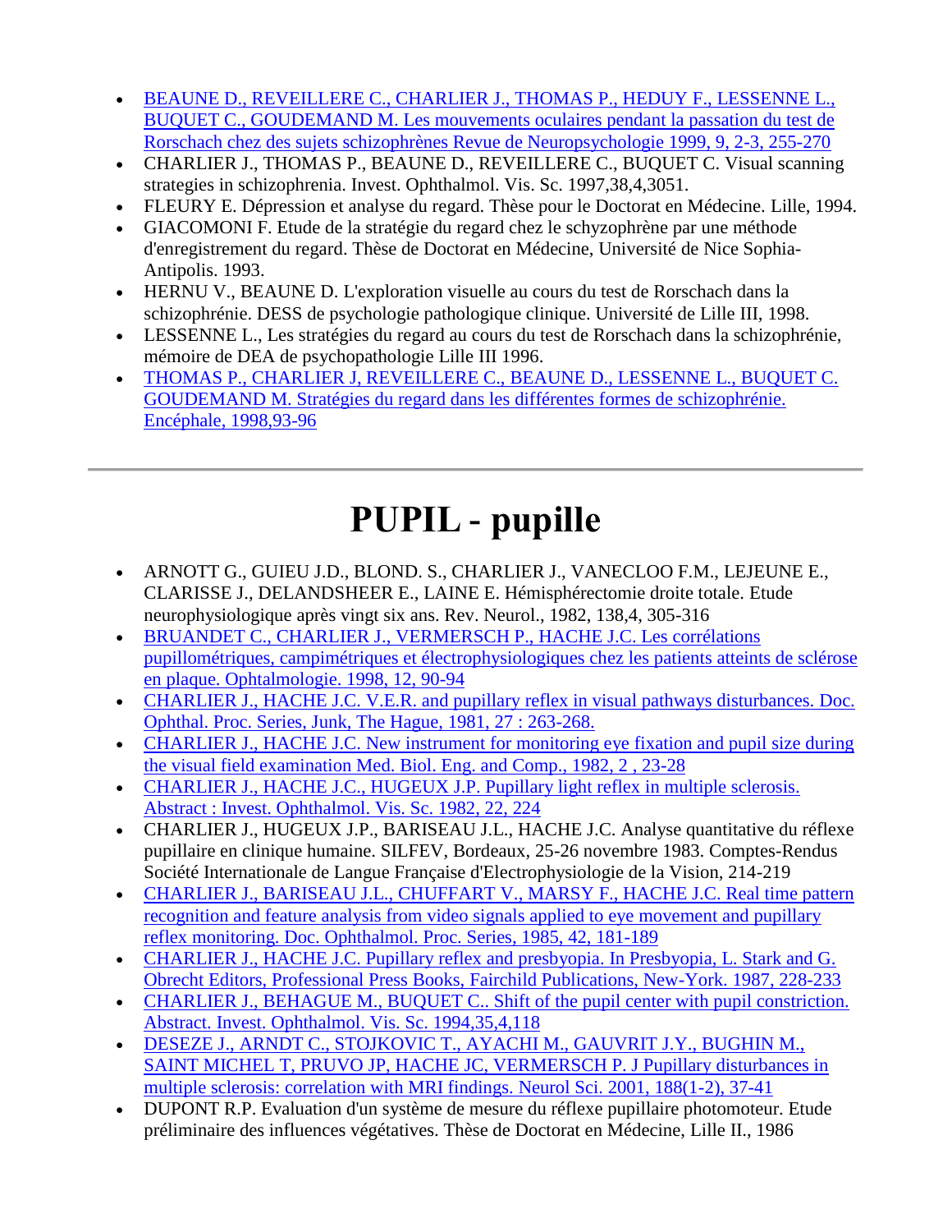- BEAUNE D., REVEILLERE C., CHARLIER J., THOMAS P., HEDUY F., LESSENNE L., BUQUET C., GOUDEMAND M. Les mouvements oculaires pendant la passation du test de Rorschach chez des sujets schizophrènes Revue de Neuropsychologie 1999, 9, 2-3, 255-270
- CHARLIER J., THOMAS P., BEAUNE D., REVEILLERE C., BUQUET C. Visual scanning strategies in schizophrenia. Invest. Ophthalmol. Vis. Sc. 1997,38,4,3051.
- FLEURY E. Dépression et analyse du regard. Thèse pour le Doctorat en Médecine. Lille, 1994.
- GIACOMONI F. Etude de la stratégie du regard chez le schyzophrène par une méthode d'enregistrement du regard. Thèse de Doctorat en Médecine, Université de Nice Sophia-Antipolis. 1993.
- HERNU V., BEAUNE D. L'exploration visuelle au cours du test de Rorschach dans la schizophrénie. DESS de psychologie pathologique clinique. Université de Lille III, 1998.
- LESSENNE L., Les stratégies du regard au cours du test de Rorschach dans la schizophrénie, mémoire de DEA de psychopathologie Lille III 1996.
- THOMAS P., CHARLIER J, REVEILLERE C., BEAUNE D., LESSENNE L., BUQUET C. GOUDEMAND M. Stratégies du regard dans les différentes formes de schizophrénie. Encéphale, 1998,93-96

---

# PUPIL - pupille

- ARNOTT G., GUIEU J.D., BLOND. S., CHARLIER J., VANECLOO F.M., LEJEUNE E., CLARISSE J., DELANDSHEER E., LAINE E. Hémisphérectomie droite totale. Etude neurophysiologique après vingt six ans. Rev. Neurol., 1982, 138,4, 305-316
- BRUANDET C., CHARLIER J., VERMERSCH P., HACHE J.C. Les corrélations pupillométriques, campimétriques et électrophysiologiques chez les patients atteints de sclérose en plaque. Ophtalmologie. 1998, 12, 90-94
- CHARLIER J., HACHE J.C. V.E.R. and pupillary reflex in visual pathways disturbances. Doc. Ophthal. Proc. Series, Junk, The Hague, 1981, 27 : 263-268.
- CHARLIER J., HACHE J.C. New instrument for monitoring eye fixation and pupil size during the visual field examination Med. Biol. Eng. and Comp., 1982, 2 , 23-28
- CHARLIER J., HACHE J.C., HUGEUX J.P. Pupillary light reflex in multiple sclerosis. Abstract : Invest. Ophthalmol. Vis. Sc. 1982, 22, 224
- CHARLIER J., HUGEUX J.P., BARISEAU J.L., HACHE J.C. Analyse quantitative du réflexe pupillaire en clinique humaine. SILFEV, Bordeaux, 25-26 novembre 1983. Comptes-Rendus Société Internationale de Langue Française d'Electrophysiologie de la Vision, 214-219
- CHARLIER J., BARISEAU J.L., CHUFFART V., MARSY F., HACHE J.C. Real time pattern recognition and feature analysis from video signals applied to eye movement and pupillary reflex monitoring. Doc. Ophthalmol. Proc. Series, 1985, 42, 181-189
- CHARLIER J., HACHE J.C. Pupillary reflex and presbyopia. In Presbyopia, L. Stark and G. Obrecht Editors, Professional Press Books, Fairchild Publications, New-York. 1987, 228-233
- CHARLIER J., BEHAGUE M., BUQUET C.. Shift of the pupil center with pupil constriction. Abstract. Invest. Ophthalmol. Vis. Sc. 1994,35,4,118
- DESEZE J., ARNDT C., STOJKOVIC T., AYACHI M., GAUVRIT J.Y., BUGHIN M., SAINT MICHEL T, PRUVO JP, HACHE JC, VERMERSCH P. J Pupillary disturbances in multiple sclerosis: correlation with MRI findings. Neurol Sci. 2001, 188(1-2), 37-41
- DUPONT R.P. Evaluation d'un système de mesure du réflexe pupillaire photomoteur. Etude préliminaire des influences végétatives. Thèse de Doctorat en Médecine, Lille II., 1986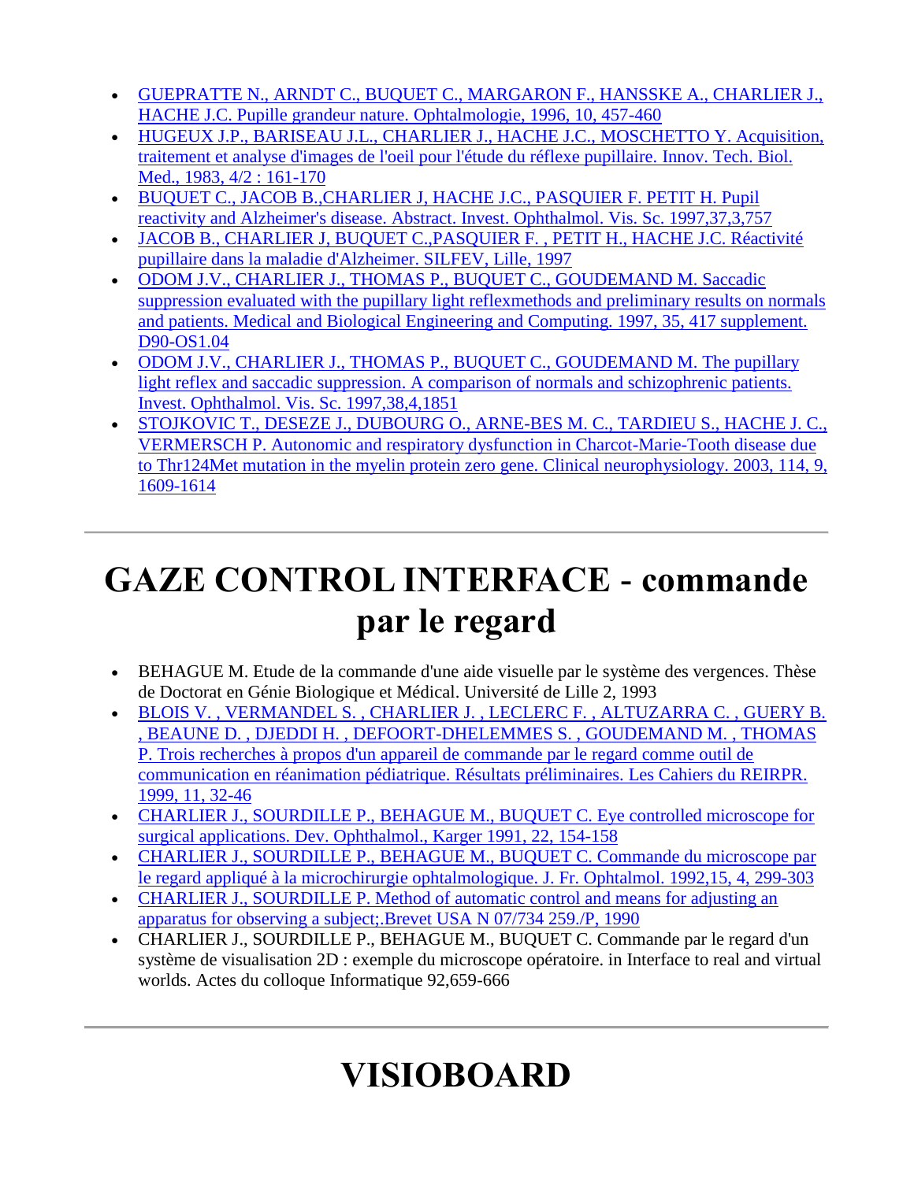- GUEPRATTE N., ARNDT C., BUQUET C., MARGARON F., HANSSKE A., CHARLIER J., HACHE J.C. Pupille grandeur nature. Ophtalmologie, 1996, 10, 457-460
- HUGEUX J.P., BARISEAU J.L., CHARLIER J., HACHE J.C., MOSCHETTO Y. Acquisition, traitement et analyse d'images de l'oeil pour l'étude du réflexe pupillaire. Innov. Tech. Biol. Med., 1983, 4/2 : 161-170
- BUQUET C., JACOB B.,CHARLIER J, HACHE J.C., PASQUIER F. PETIT H. Pupil reactivity and Alzheimer's disease. Abstract. Invest. Ophthalmol. Vis. Sc. 1997,37,3,757
- JACOB B., CHARLIER J, BUQUET C.,PASQUIER F. , PETIT H., HACHE J.C. Réactivité pupillaire dans la maladie d'Alzheimer. SILFEV, Lille, 1997
- ODOM J.V., CHARLIER J., THOMAS P., BUQUET C., GOUDEMAND M. Saccadic suppression evaluated with the pupillary light reflexmethods and preliminary results on normals and patients. Medical and Biological Engineering and Computing. 1997, 35, 417 supplement. D90-OS1.04
- ODOM J.V., CHARLIER J., THOMAS P., BUQUET C., GOUDEMAND M. The pupillary light reflex and saccadic suppression. A comparison of normals and schizophrenic patients. Invest. Ophthalmol. Vis. Sc. 1997,38,4,1851
- STOJKOVIC T., DESEZE J., DUBOURG O., ARNE-BES M. C., TARDIEU S., HACHE J. C., VERMERSCH P. Autonomic and respiratory dysfunction in Charcot-Marie-Tooth disease due to Thr124Met mutation in the myelin protein zero gene. Clinical neurophysiology. 2003, 114, 9, 1609-1614

---

# GAZE CONTROL INTERFACE - commande par le regard

- BEHAGUE M. Etude de la commande d'une aide visuelle par le système des vergences. Thèse de Doctorat en Génie Biologique et Médical. Université de Lille 2, 1993
- BLOIS V. , VERMANDEL S. , CHARLIER J. , LECLERC F. , ALTUZARRA C. , GUERY B. , BEAUNE D. , DJEDDI H. , DEFOORT-DHELEMMES S. , GOUDEMAND M. , THOMAS P. Trois recherches à propos d'un appareil de commande par le regard comme outil de communication en réanimation pédiatrique. Résultats préliminaires. Les Cahiers du REIRPR. 1999, 11, 32-46
- CHARLIER J., SOURDILLE P., BEHAGUE M., BUQUET C. Eye controlled microscope for surgical applications. Dev. Ophthalmol., Karger 1991, 22, 154-158
- CHARLIER J., SOURDILLE P., BEHAGUE M., BUQUET C. Commande du microscope par le regard appliqué à la microchirurgie ophtalmologique. J. Fr. Ophtalmol. 1992,15, 4, 299-303
- CHARLIER J., SOURDILLE P. Method of automatic control and means for adjusting an apparatus for observing a subject;.Brevet USA N 07/734 259./P, 1990
- CHARLIER J., SOURDILLE P., BEHAGUE M., BUQUET C. Commande par le regard d'un système de visualisation 2D : exemple du microscope opératoire. in Interface to real and virtual worlds. Actes du colloque Informatique 92,659-666

---

# VISIOBOARD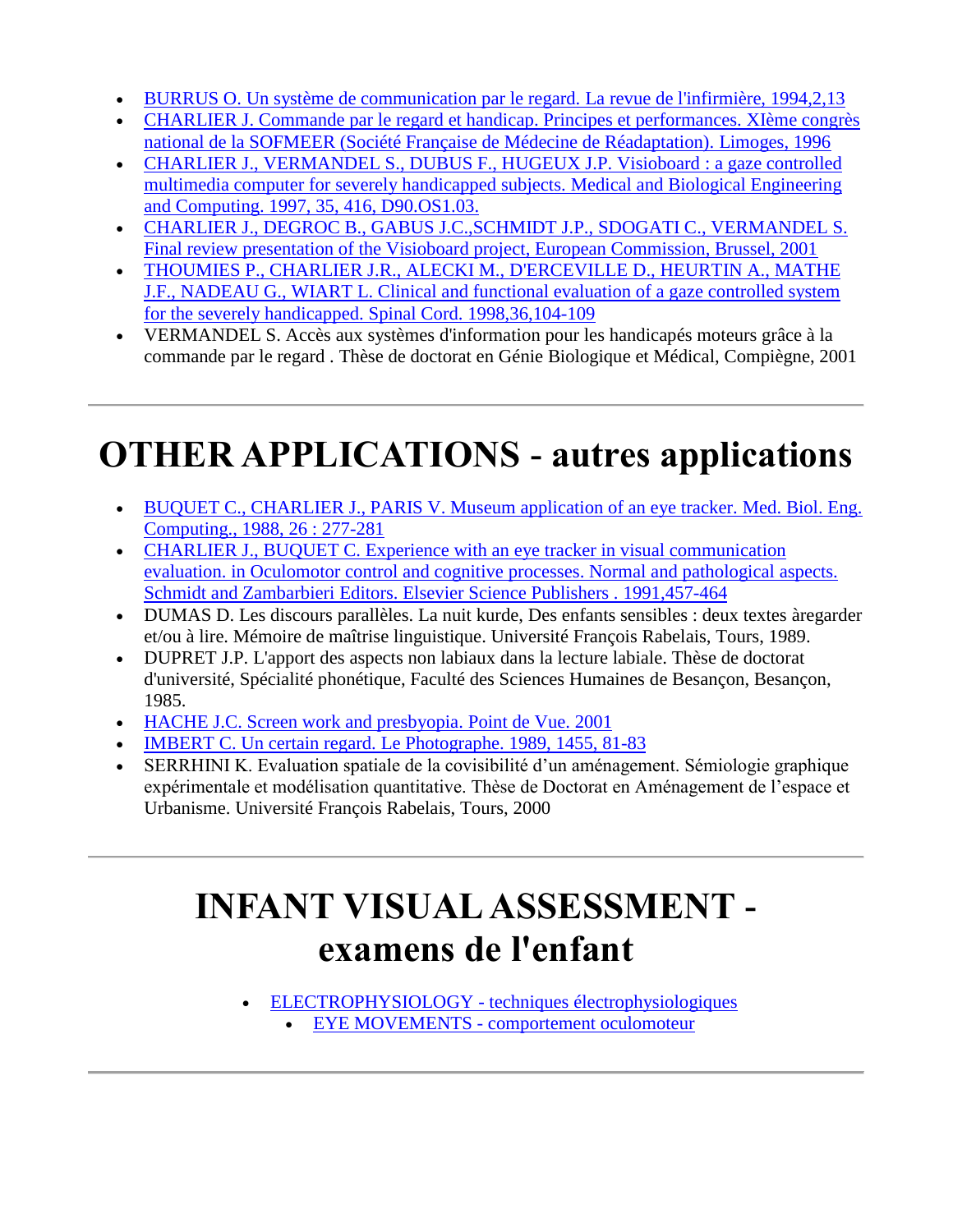- BURRUS O. Un système de communication par le regard. La revue de l'infirmière, 1994,2,13
- CHARLIER J. Commande par le regard et handicap. Principes et performances. XIème congrès national de la SOFMEER (Société Française de Médecine de Réadaptation). Limoges, 1996
- CHARLIER J., VERMANDEL S., DUBUS F., HUGEUX J.P. Visioboard : a gaze controlled multimedia computer for severely handicapped subjects. Medical and Biological Engineering and Computing. 1997, 35, 416, D90.OS1.03.
- CHARLIER J., DEGROC B., GABUS J.C.,SCHMIDT J.P., SDOGATI C., VERMANDEL S. Final review presentation of the Visioboard project, European Commission, Brussel, 2001
- THOUMIES P., CHARLIER J.R., ALECKI M., D'ERCEVILLE D., HEURTIN A., MATHE J.F., NADEAU G., WIART L. Clinical and functional evaluation of a gaze controlled system for the severely handicapped. Spinal Cord. 1998,36,104-109
- VERMANDEL S. Accès aux systèmes d'information pour les handicapés moteurs grâce à la commande par le regard . Thèse de doctorat en Génie Biologique et Médical, Compiègne, 2001

---

# OTHER APPLICATIONS - autres applications

- BUQUET C., CHARLIER J., PARIS V. Museum application of an eye tracker. Med. Biol. Eng. Computing., 1988, 26 : 277-281
- CHARLIER J., BUQUET C. Experience with an eye tracker in visual communication evaluation. in Oculomotor control and cognitive processes. Normal and pathological aspects. Schmidt and Zambarbieri Editors. Elsevier Science Publishers . 1991,457-464
- DUMAS D. Les discours parallèles. La nuit kurde, Des enfants sensibles : deux textes àregarder et/ou à lire. Mémoire de maîtrise linguistique. Université François Rabelais, Tours, 1989.
- DUPRET J.P. L'apport des aspects non labiaux dans la lecture labiale. Thèse de doctorat d'université, Spécialité phonétique, Faculté des Sciences Humaines de Besançon, Besançon, 1985.
- HACHE J.C. Screen work and presbyopia. Point de Vue. 2001
- IMBERT C. Un certain regard. Le Photographe. 1989, 1455, 81-83
- SERRHINI K. Evaluation spatiale de la covisibilité d'un aménagement. Sémiologie graphique expérimentale et modélisation quantitative. Thèse de Doctorat en Aménagement de l'espace et Urbanisme. Université François Rabelais, Tours, 2000

---

# INFANT VISUAL ASSESSMENT - examens de l'enfant

- ELECTROPHYSIOLOGY - techniques électrophysiologiques
  - EYE MOVEMENTS - comportement oculomoteur

---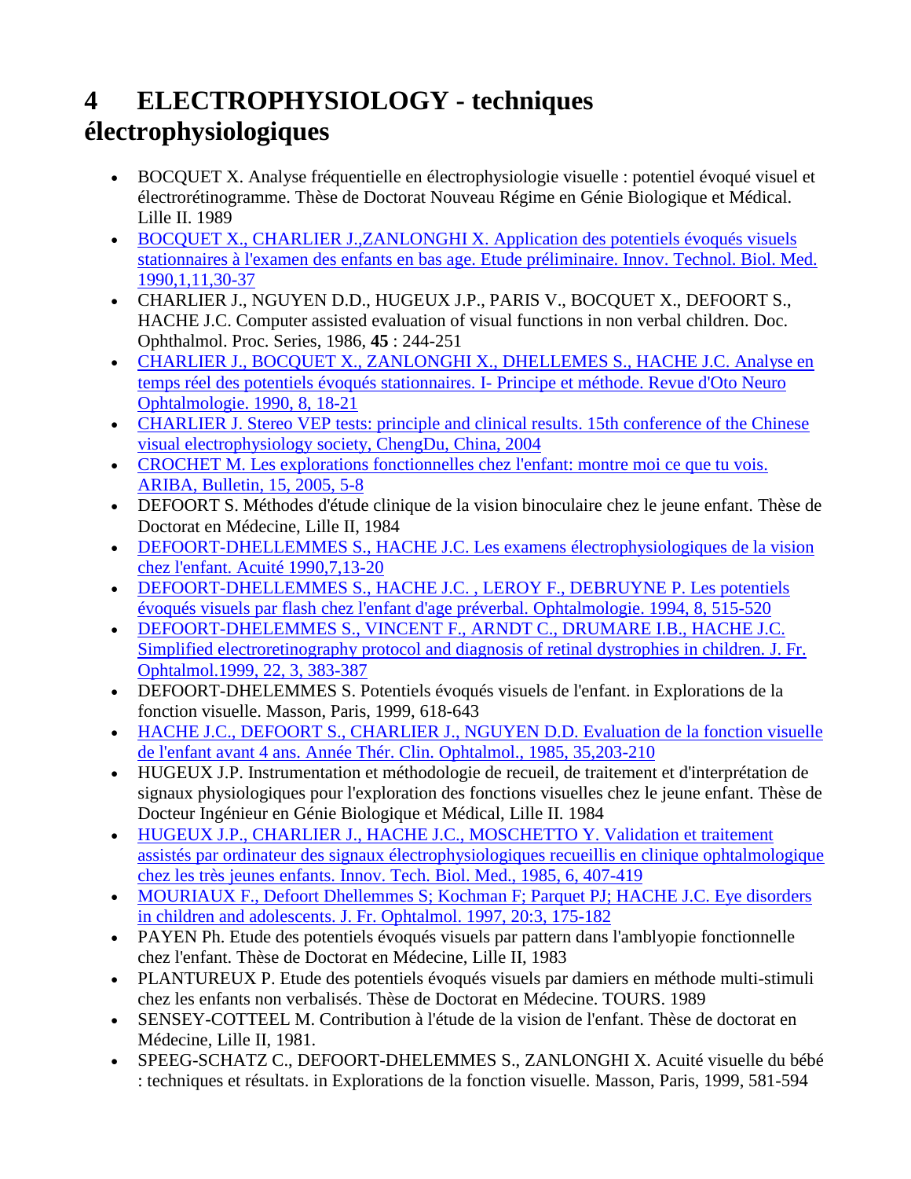# 4 ELECTROPHYSIOLOGY - techniques électrophysiologiques

- BOCQUET X. Analyse fréquentielle en électrophysiologie visuelle : potentiel évoqué visuel et électrorétinogramme. Thèse de Doctorat Nouveau Régime en Génie Biologique et Médical. Lille II. 1989
- BOCQUET X., CHARLIER J.,ZANLONGHI X. Application des potentiels évoqués visuels stationnaires à l'examen des enfants en bas age. Etude préliminaire. Innov. Technol. Biol. Med. 1990,1,11,30-37
- CHARLIER J., NGUYEN D.D., HUGEUX J.P., PARIS V., BOCQUET X., DEFOORT S., HACHE J.C. Computer assisted evaluation of visual functions in non verbal children. Doc. Ophthalmol. Proc. Series, 1986, **45** : 244-251
- CHARLIER J., BOCQUET X., ZANLONGHI X., DHELLEMES S., HACHE J.C. Analyse en temps réel des potentiels évoqués stationnaires. I- Principe et méthode. Revue d'Oto Neuro Ophtalmologie. 1990, 8, 18-21
- CHARLIER J. Stereo VEP tests: principle and clinical results. 15th conference of the Chinese visual electrophysiology society, ChengDu, China, 2004
- CROCHET M. Les explorations fonctionnelles chez l'enfant: montre moi ce que tu vois. ARIBA, Bulletin, 15, 2005, 5-8
- DEFOORT S. Méthodes d'étude clinique de la vision binoculaire chez le jeune enfant. Thèse de Doctorat en Médecine, Lille II, 1984
- DEFOORT-DHELLEMMES S., HACHE J.C. Les examens électrophysiologiques de la vision chez l'enfant. Acuité 1990,7,13-20
- DEFOORT-DHELLEMMES S., HACHE J.C. , LEROY F., DEBRUYNE P. Les potentiels évoqués visuels par flash chez l'enfant d'age préverbal. Ophtalmologie. 1994, 8, 515-520
- DEFOORT-DHELEMMES S., VINCENT F., ARNDT C., DRUMARE I.B., HACHE J.C. Simplified electroretinography protocol and diagnosis of retinal dystrophies in children. J. Fr. Ophtalmol.1999, 22, 3, 383-387
- DEFOORT-DHELEMMES S. Potentiels évoqués visuels de l'enfant. in Explorations de la fonction visuelle. Masson, Paris, 1999, 618-643
- HACHE J.C., DEFOORT S., CHARLIER J., NGUYEN D.D. Evaluation de la fonction visuelle de l'enfant avant 4 ans. Année Thér. Clin. Ophtalmol., 1985, 35,203-210
- HUGEUX J.P. Instrumentation et méthodologie de recueil, de traitement et d'interprétation de signaux physiologiques pour l'exploration des fonctions visuelles chez le jeune enfant. Thèse de Docteur Ingénieur en Génie Biologique et Médical, Lille II. 1984
- HUGEUX J.P., CHARLIER J., HACHE J.C., MOSCHETTO Y. Validation et traitement assistés par ordinateur des signaux électrophysiologiques recueillis en clinique ophtalmologique chez les très jeunes enfants. Innov. Tech. Biol. Med., 1985, 6, 407-419
- MOURIAUX F., Defoort Dhellemmes S; Kochman F; Parquet PJ; HACHE J.C. Eye disorders in children and adolescents. J. Fr. Ophtalmol. 1997, 20:3, 175-182
- PAYEN Ph. Etude des potentiels évoqués visuels par pattern dans l'amblyopie fonctionnelle chez l'enfant. Thèse de Doctorat en Médecine, Lille II, 1983
- PLANTUREUX P. Etude des potentiels évoqués visuels par damiers en méthode multi-stimuli chez les enfants non verbalisés. Thèse de Doctorat en Médecine. TOURS. 1989
- SENSEY-COTTEEL M. Contribution à l'étude de la vision de l'enfant. Thèse de doctorat en Médecine, Lille II, 1981.
- SPEEG-SCHATZ C., DEFOORT-DHELEMMES S., ZANLONGHI X. Acuité visuelle du bébé : techniques et résultats. in Explorations de la fonction visuelle. Masson, Paris, 1999, 581-594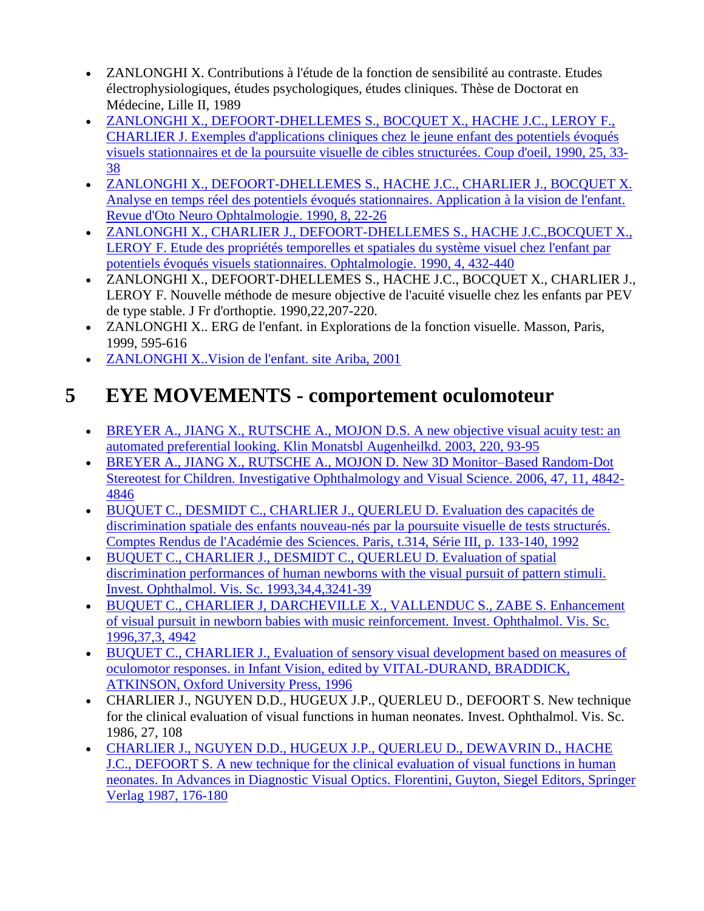- ZANLONGHI X. Contributions à l'étude de la fonction de sensibilité au contraste. Etudes électrophysiologiques, études psychologiques, études cliniques. Thèse de Doctorat en Médecine, Lille II, 1989
- ZANLONGHI X., DEFOORT-DHELLEMES S., BOCQUET X., HACHE J.C., LEROY F., CHARLIER J. Exemples d'applications cliniques chez le jeune enfant des potentiels évoqués visuels stationnaires et de la poursuite visuelle de cibles structurées. Coup d'oeil, 1990, 25, 33-38
- ZANLONGHI X., DEFOORT-DHELLEMES S., HACHE J.C., CHARLIER J., BOCQUET X. Analyse en temps réel des potentiels évoqués stationnaires. Application à la vision de l'enfant. Revue d'Oto Neuro Ophtalmologie. 1990, 8, 22-26
- ZANLONGHI X., CHARLIER J., DEFOORT-DHELLEMES S., HACHE J.C.,BOCQUET X., LEROY F. Etude des propriétés temporelles et spatiales du système visuel chez l'enfant par potentiels évoqués visuels stationnaires. Ophtalmologie. 1990, 4, 432-440
- ZANLONGHI X., DEFOORT-DHELLEMES S., HACHE J.C., BOCQUET X., CHARLIER J., LEROY F. Nouvelle méthode de mesure objective de l'acuité visuelle chez les enfants par PEV de type stable. J Fr d'orthoptie. 1990,22,207-220.
- ZANLONGHI X.. ERG de l'enfant. in Explorations de la fonction visuelle. Masson, Paris, 1999, 595-616
- ZANLONGHI X..Vision de l'enfant. site Ariba, 2001

# 5 EYE MOVEMENTS - comportement oculomoteur

- BREYER A., JIANG X., RUTSCHE A., MOJON D.S. A new objective visual acuity test: an automated preferential looking. Klin Monatsbl Augenheilkd. 2003, 220, 93-95
- BREYER A., JIANG X., RUTSCHE A., MOJON D. New 3D Monitor–Based Random-Dot Stereotest for Children. Investigative Ophthalmology and Visual Science. 2006, 47, 11, 4842-4846
- BUQUET C., DESMIDT C., CHARLIER J., QUERLEU D. Evaluation des capacités de discrimination spatiale des enfants nouveau-nés par la poursuite visuelle de tests structurés. Comptes Rendus de l'Académie des Sciences. Paris, t.314, Série III, p. 133-140, 1992
- BUQUET C., CHARLIER J., DESMIDT C., QUERLEU D. Evaluation of spatial discrimination performances of human newborns with the visual pursuit of pattern stimuli. Invest. Ophthalmol. Vis. Sc. 1993,34,4,3241-39
- BUQUET C., CHARLIER J, DARCHEVILLE X., VALLENDUC S., ZABE S. Enhancement of visual pursuit in newborn babies with music reinforcement. Invest. Ophthalmol. Vis. Sc. 1996,37,3, 4942
- BUQUET C., CHARLIER J., Evaluation of sensory visual development based on measures of oculomotor responses. in Infant Vision, edited by VITAL-DURAND, BRADDICK, ATKINSON, Oxford University Press, 1996
- CHARLIER J., NGUYEN D.D., HUGEUX J.P., QUERLEU D., DEFOORT S. New technique for the clinical evaluation of visual functions in human neonates. Invest. Ophthalmol. Vis. Sc. 1986, 27, 108
- CHARLIER J., NGUYEN D.D., HUGEUX J.P., QUERLEU D., DEWAVRIN D., HACHE J.C., DEFOORT S. A new technique for the clinical evaluation of visual functions in human neonates. In Advances in Diagnostic Visual Optics. Florentini, Guyton, Siegel Editors, Springer Verlag 1987, 176-180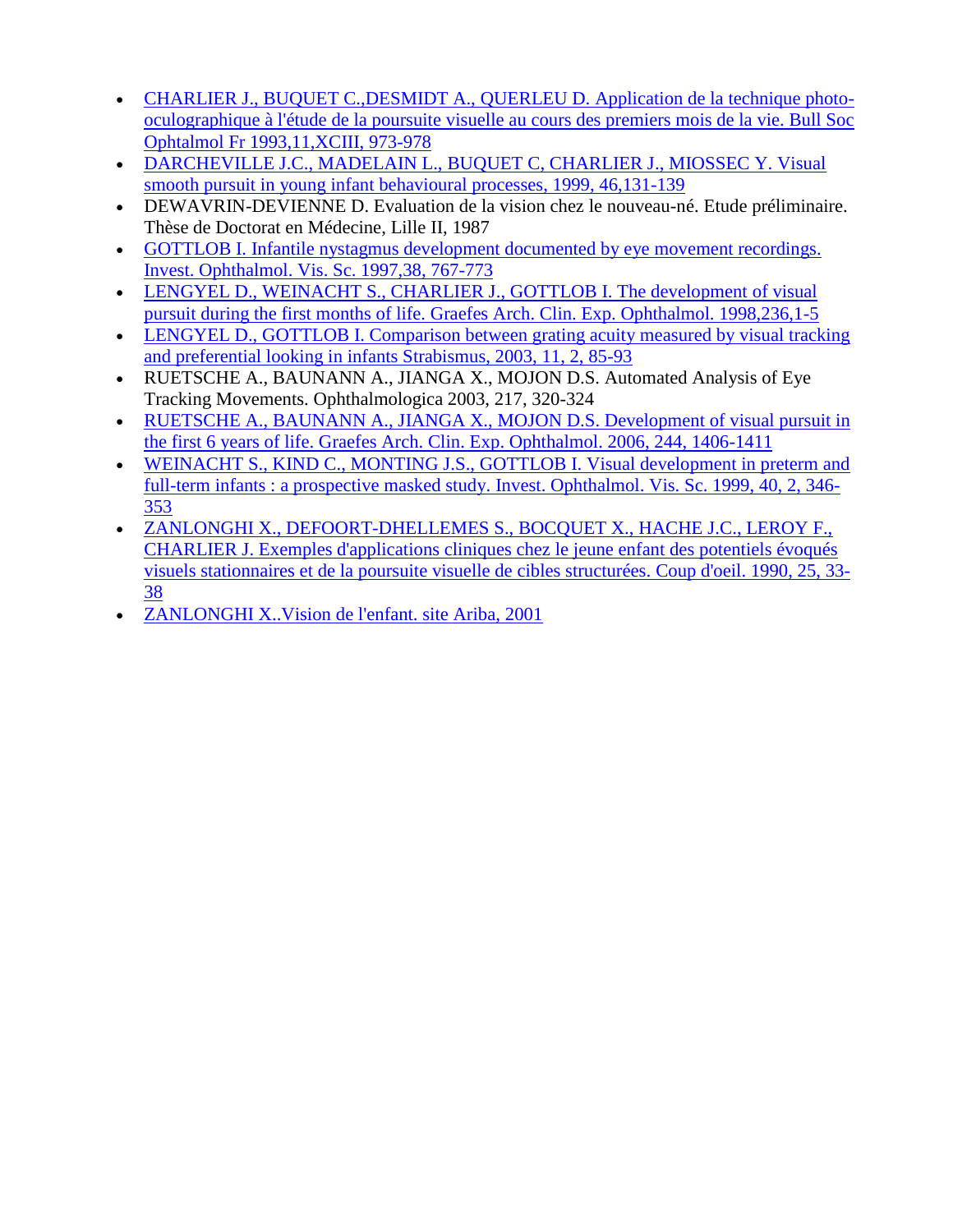- CHARLIER J., BUQUET C.,DESMIDT A., QUERLEU D. Application de la technique photo-oculographique à l'étude de la poursuite visuelle au cours des premiers mois de la vie. Bull Soc Ophtalmol Fr 1993,11,XCIII, 973-978
- DARCHEVILLE J.C., MADELAIN L., BUQUET C, CHARLIER J., MIOSSEC Y. Visual smooth pursuit in young infant behavioural processes, 1999, 46,131-139
- DEWAVRIN-DEVIENNE D. Evaluation de la vision chez le nouveau-né. Etude préliminaire. Thèse de Doctorat en Médecine, Lille II, 1987
- GOTTLOB I. Infantile nystagmus development documented by eye movement recordings. Invest. Ophthalmol. Vis. Sc. 1997,38, 767-773
- LENGYEL D., WEINACHT S., CHARLIER J., GOTTLOB I. The development of visual pursuit during the first months of life. Graefes Arch. Clin. Exp. Ophthalmol. 1998,236,1-5
- LENGYEL D., GOTTLOB I. Comparison between grating acuity measured by visual tracking and preferential looking in infants Strabismus, 2003, 11, 2, 85-93
- RUETSCHE A., BAUNANN A., JIANGA X., MOJON D.S. Automated Analysis of Eye Tracking Movements. Ophthalmologica 2003, 217, 320-324
- RUETSCHE A., BAUNANN A., JIANGA X., MOJON D.S. Development of visual pursuit in the first 6 years of life. Graefes Arch. Clin. Exp. Ophthalmol. 2006, 244, 1406-1411
- WEINACHT S., KIND C., MONTING J.S., GOTTLOB I. Visual development in preterm and full-term infants : a prospective masked study. Invest. Ophthalmol. Vis. Sc. 1999, 40, 2, 346-353
- ZANLONGHI X., DEFOORT-DHELLEMES S., BOCQUET X., HACHE J.C., LEROY F., CHARLIER J. Exemples d'applications cliniques chez le jeune enfant des potentiels évoqués visuels stationnaires et de la poursuite visuelle de cibles structurées. Coup d'oeil. 1990, 25, 33-38
- ZANLONGHI X..Vision de l'enfant. site Ariba, 2001